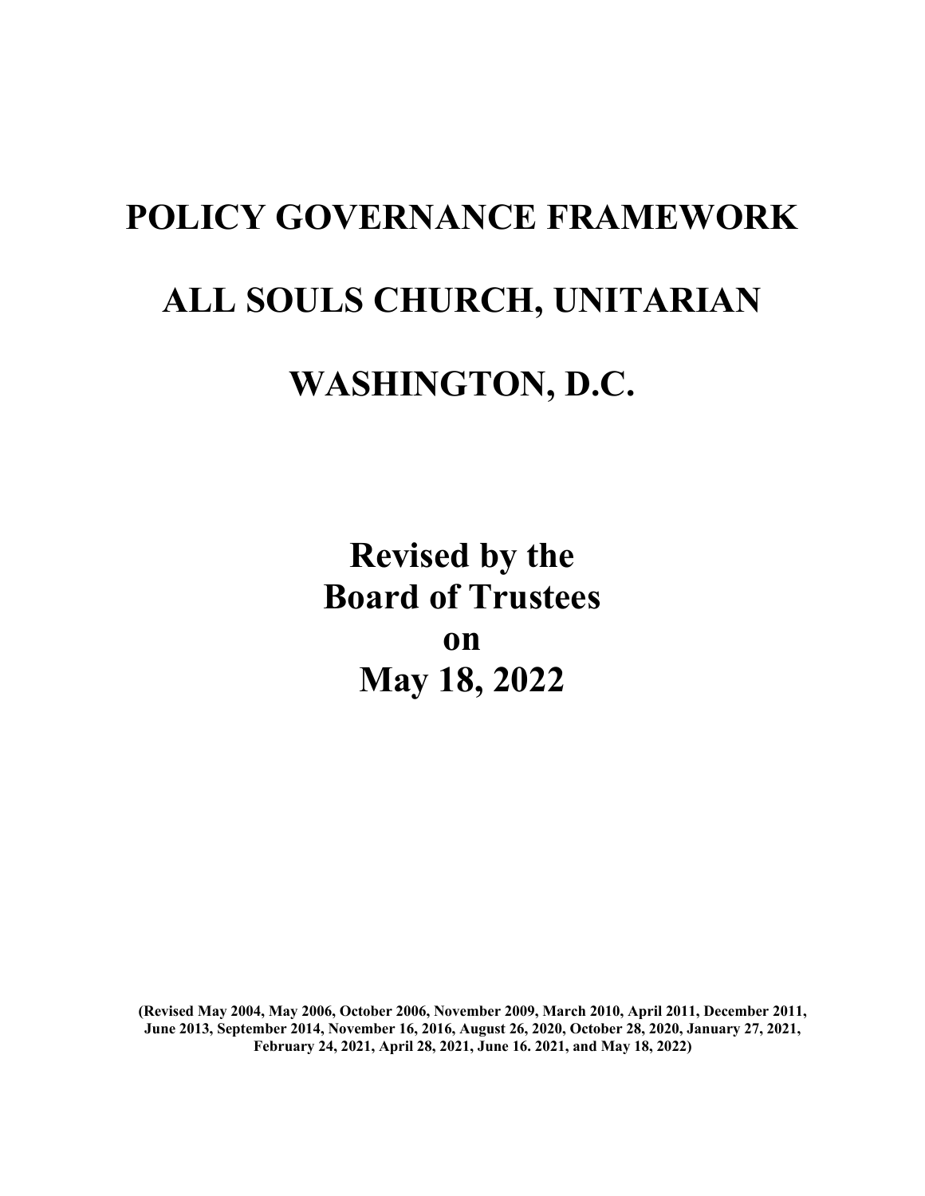# POLICY GOVERNANCE FRAMEWORK

# ALL SOULS CHURCH, UNITARIAN

# WASHINGTON, D.C.

## Revised by the Board of Trustees on May 18, 2022

**(Revised May 2004, May 2006, October 2006, November 2009, March 2010, April 2011, December 2011, June 2013, September 2014, November 16, 2016, August 26, 2020, October 28, 2020, January 27, 2021, February 24, 2021, April 28, 2021, June 16. 2021, and May 18, 2022)**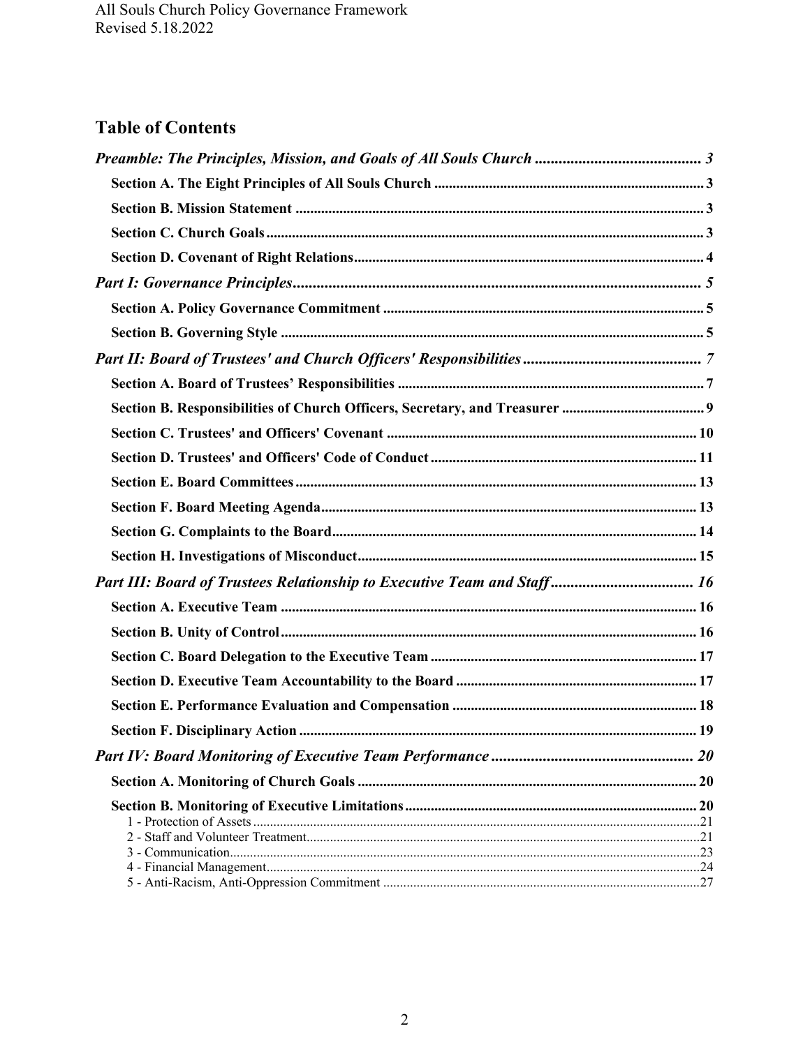## Table of Contents

*Preamble: The Principles, Mission, and Goals of All Souls Church* ... 3

- **Section A. The Eight Principles of All Souls Church** ... 3
- **Section B. Mission Statement** ... 3
- **Section C. Church Goals** ... 3
- **Section D. Covenant of Right Relations** ... 4

*Part I: Governance Principles* ... 5

- **Section A. Policy Governance Commitment** ... 5
- **Section B. Governing Style** ... 5

*Part II: Board of Trustees' and Church Officers' Responsibilities* ... 7

- **Section A. Board of Trustees' Responsibilities** ... 7
- **Section B. Responsibilities of Church Officers, Secretary, and Treasurer** ... 9
- **Section C. Trustees' and Officers' Covenant** ... 10
- **Section D. Trustees' and Officers' Code of Conduct** ... 11
- **Section E. Board Committees** ... 13
- **Section F. Board Meeting Agenda** ... 13
- **Section G. Complaints to the Board** ... 14
- **Section H. Investigations of Misconduct** ... 15

*Part III: Board of Trustees Relationship to Executive Team and Staff* ... 16

- **Section A. Executive Team** ... 16
- **Section B. Unity of Control** ... 16
- **Section C. Board Delegation to the Executive Team** ... 17
- **Section D. Executive Team Accountability to the Board** ... 17
- **Section E. Performance Evaluation and Compensation** ... 18
- **Section F. Disciplinary Action** ... 19

*Part IV: Board Monitoring of Executive Team Performance* ... 20

- **Section A. Monitoring of Church Goals** ... 20
- **Section B. Monitoring of Executive Limitations** ... 20
  - 1 - Protection of Assets ... 21
  - 2 - Staff and Volunteer Treatment ... 21
  - 3 - Communication ... 23
  - 4 - Financial Management ... 24
  - 5 - Anti-Racism, Anti-Oppression Commitment ... 27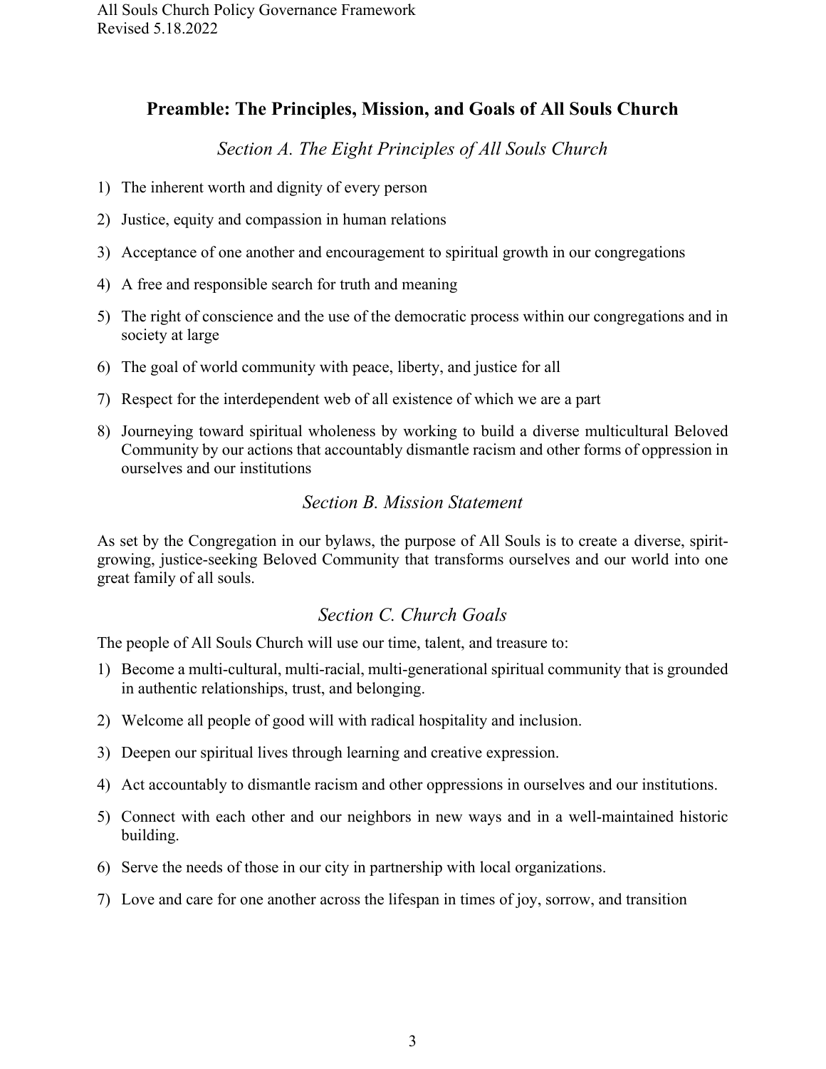## Preamble: The Principles, Mission, and Goals of All Souls Church

### *Section A. The Eight Principles of All Souls Church*

1) The inherent worth and dignity of every person
2) Justice, equity and compassion in human relations
3) Acceptance of one another and encouragement to spiritual growth in our congregations
4) A free and responsible search for truth and meaning
5) The right of conscience and the use of the democratic process within our congregations and in society at large
6) The goal of world community with peace, liberty, and justice for all
7) Respect for the interdependent web of all existence of which we are a part
8) Journeying toward spiritual wholeness by working to build a diverse multicultural Beloved Community by our actions that accountably dismantle racism and other forms of oppression in ourselves and our institutions

### *Section B. Mission Statement*

As set by the Congregation in our bylaws, the purpose of All Souls is to create a diverse, spirit-growing, justice-seeking Beloved Community that transforms ourselves and our world into one great family of all souls.

### *Section C. Church Goals*

The people of All Souls Church will use our time, talent, and treasure to:

1) Become a multi-cultural, multi-racial, multi-generational spiritual community that is grounded in authentic relationships, trust, and belonging.
2) Welcome all people of good will with radical hospitality and inclusion.
3) Deepen our spiritual lives through learning and creative expression.
4) Act accountably to dismantle racism and other oppressions in ourselves and our institutions.
5) Connect with each other and our neighbors in new ways and in a well-maintained historic building.
6) Serve the needs of those in our city in partnership with local organizations.
7) Love and care for one another across the lifespan in times of joy, sorrow, and transition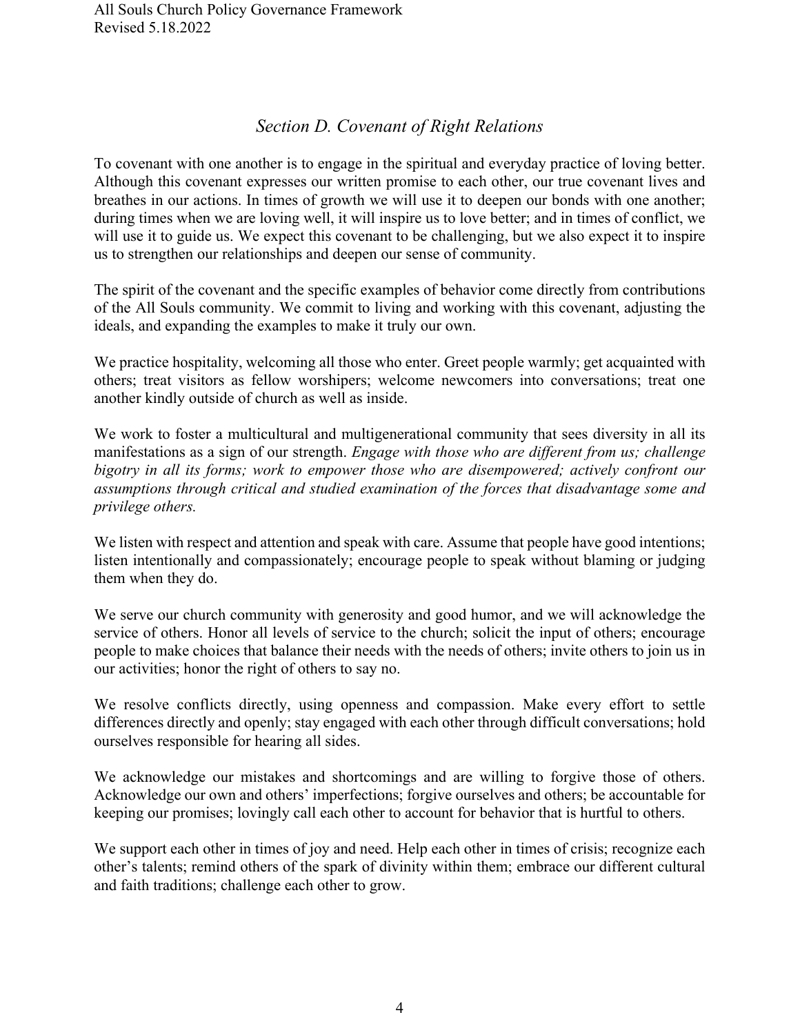## *Section D. Covenant of Right Relations*

To covenant with one another is to engage in the spiritual and everyday practice of loving better. Although this covenant expresses our written promise to each other, our true covenant lives and breathes in our actions. In times of growth we will use it to deepen our bonds with one another; during times when we are loving well, it will inspire us to love better; and in times of conflict, we will use it to guide us. We expect this covenant to be challenging, but we also expect it to inspire us to strengthen our relationships and deepen our sense of community.

The spirit of the covenant and the specific examples of behavior come directly from contributions of the All Souls community. We commit to living and working with this covenant, adjusting the ideals, and expanding the examples to make it truly our own.

We practice hospitality, welcoming all those who enter. Greet people warmly; get acquainted with others; treat visitors as fellow worshipers; welcome newcomers into conversations; treat one another kindly outside of church as well as inside.

We work to foster a multicultural and multigenerational community that sees diversity in all its manifestations as a sign of our strength. *Engage with those who are different from us; challenge bigotry in all its forms; work to empower those who are disempowered; actively confront our assumptions through critical and studied examination of the forces that disadvantage some and privilege others.*

We listen with respect and attention and speak with care. Assume that people have good intentions; listen intentionally and compassionately; encourage people to speak without blaming or judging them when they do.

We serve our church community with generosity and good humor, and we will acknowledge the service of others. Honor all levels of service to the church; solicit the input of others; encourage people to make choices that balance their needs with the needs of others; invite others to join us in our activities; honor the right of others to say no.

We resolve conflicts directly, using openness and compassion. Make every effort to settle differences directly and openly; stay engaged with each other through difficult conversations; hold ourselves responsible for hearing all sides.

We acknowledge our mistakes and shortcomings and are willing to forgive those of others. Acknowledge our own and others' imperfections; forgive ourselves and others; be accountable for keeping our promises; lovingly call each other to account for behavior that is hurtful to others.

We support each other in times of joy and need. Help each other in times of crisis; recognize each other's talents; remind others of the spark of divinity within them; embrace our different cultural and faith traditions; challenge each other to grow.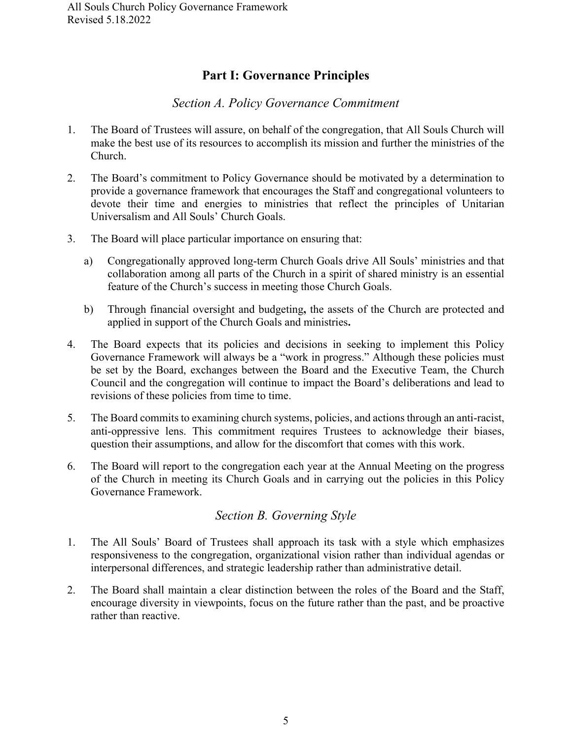# Part I: Governance Principles

## *Section A. Policy Governance Commitment*

1. The Board of Trustees will assure, on behalf of the congregation, that All Souls Church will make the best use of its resources to accomplish its mission and further the ministries of the Church.

2. The Board's commitment to Policy Governance should be motivated by a determination to provide a governance framework that encourages the Staff and congregational volunteers to devote their time and energies to ministries that reflect the principles of Unitarian Universalism and All Souls' Church Goals.

3. The Board will place particular importance on ensuring that:

   a) Congregationally approved long-term Church Goals drive All Souls' ministries and that collaboration among all parts of the Church in a spirit of shared ministry is an essential feature of the Church's success in meeting those Church Goals.

   b) Through financial oversight and budgeting**,** the assets of the Church are protected and applied in support of the Church Goals and ministries**.**

4. The Board expects that its policies and decisions in seeking to implement this Policy Governance Framework will always be a "work in progress." Although these policies must be set by the Board, exchanges between the Board and the Executive Team, the Church Council and the congregation will continue to impact the Board's deliberations and lead to revisions of these policies from time to time.

5. The Board commits to examining church systems, policies, and actions through an anti-racist, anti-oppressive lens. This commitment requires Trustees to acknowledge their biases, question their assumptions, and allow for the discomfort that comes with this work.

6. The Board will report to the congregation each year at the Annual Meeting on the progress of the Church in meeting its Church Goals and in carrying out the policies in this Policy Governance Framework.

## *Section B. Governing Style*

1. The All Souls' Board of Trustees shall approach its task with a style which emphasizes responsiveness to the congregation, organizational vision rather than individual agendas or interpersonal differences, and strategic leadership rather than administrative detail.

2. The Board shall maintain a clear distinction between the roles of the Board and the Staff, encourage diversity in viewpoints, focus on the future rather than the past, and be proactive rather than reactive.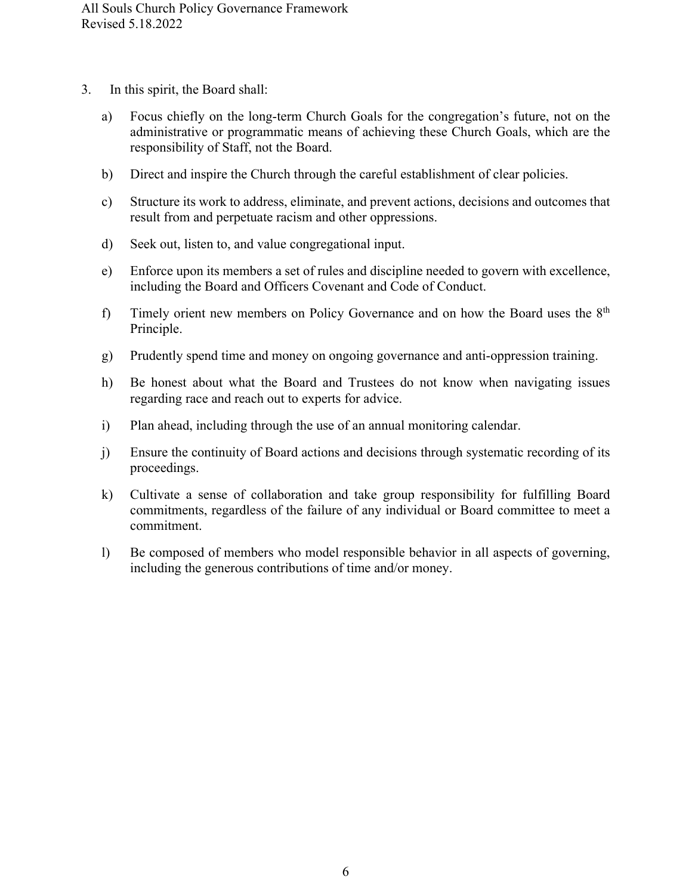3. In this spirit, the Board shall:

   a) Focus chiefly on the long-term Church Goals for the congregation's future, not on the administrative or programmatic means of achieving these Church Goals, which are the responsibility of Staff, not the Board.

   b) Direct and inspire the Church through the careful establishment of clear policies.

   c) Structure its work to address, eliminate, and prevent actions, decisions and outcomes that result from and perpetuate racism and other oppressions.

   d) Seek out, listen to, and value congregational input.

   e) Enforce upon its members a set of rules and discipline needed to govern with excellence, including the Board and Officers Covenant and Code of Conduct.

   f) Timely orient new members on Policy Governance and on how the Board uses the 8th Principle.

   g) Prudently spend time and money on ongoing governance and anti-oppression training.

   h) Be honest about what the Board and Trustees do not know when navigating issues regarding race and reach out to experts for advice.

   i) Plan ahead, including through the use of an annual monitoring calendar.

   j) Ensure the continuity of Board actions and decisions through systematic recording of its proceedings.

   k) Cultivate a sense of collaboration and take group responsibility for fulfilling Board commitments, regardless of the failure of any individual or Board committee to meet a commitment.

   l) Be composed of members who model responsible behavior in all aspects of governing, including the generous contributions of time and/or money.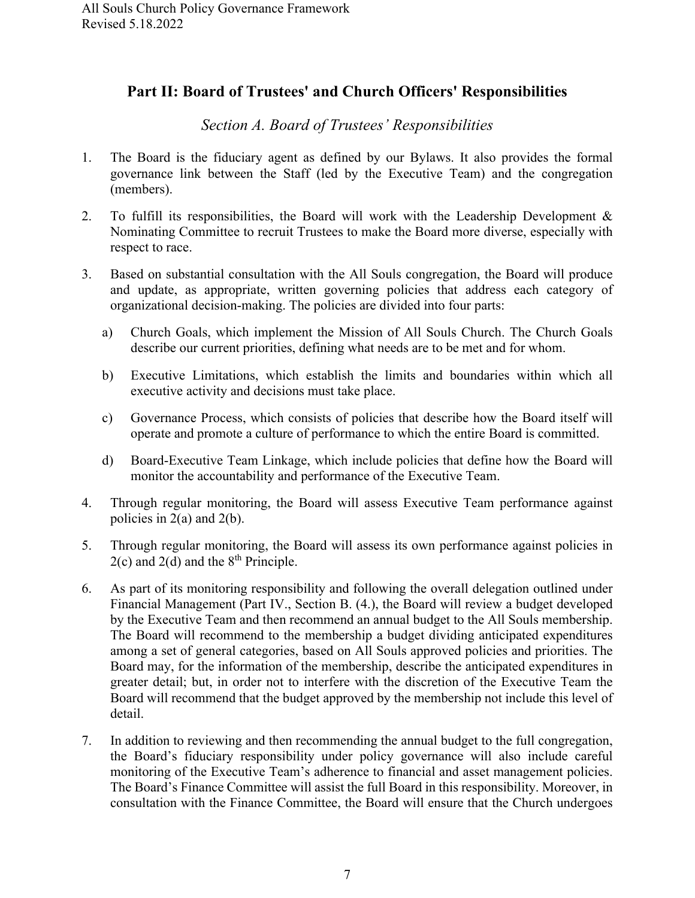## Part II: Board of Trustees' and Church Officers' Responsibilities

### *Section A. Board of Trustees' Responsibilities*

1. The Board is the fiduciary agent as defined by our Bylaws. It also provides the formal governance link between the Staff (led by the Executive Team) and the congregation (members).

2. To fulfill its responsibilities, the Board will work with the Leadership Development & Nominating Committee to recruit Trustees to make the Board more diverse, especially with respect to race.

3. Based on substantial consultation with the All Souls congregation, the Board will produce and update, as appropriate, written governing policies that address each category of organizational decision-making. The policies are divided into four parts:

   a) Church Goals, which implement the Mission of All Souls Church. The Church Goals describe our current priorities, defining what needs are to be met and for whom.

   b) Executive Limitations, which establish the limits and boundaries within which all executive activity and decisions must take place.

   c) Governance Process, which consists of policies that describe how the Board itself will operate and promote a culture of performance to which the entire Board is committed.

   d) Board-Executive Team Linkage, which include policies that define how the Board will monitor the accountability and performance of the Executive Team.

4. Through regular monitoring, the Board will assess Executive Team performance against policies in 2(a) and 2(b).

5. Through regular monitoring, the Board will assess its own performance against policies in 2(c) and 2(d) and the 8th Principle.

6. As part of its monitoring responsibility and following the overall delegation outlined under Financial Management (Part IV., Section B. (4.), the Board will review a budget developed by the Executive Team and then recommend an annual budget to the All Souls membership. The Board will recommend to the membership a budget dividing anticipated expenditures among a set of general categories, based on All Souls approved policies and priorities. The Board may, for the information of the membership, describe the anticipated expenditures in greater detail; but, in order not to interfere with the discretion of the Executive Team the Board will recommend that the budget approved by the membership not include this level of detail.

7. In addition to reviewing and then recommending the annual budget to the full congregation, the Board's fiduciary responsibility under policy governance will also include careful monitoring of the Executive Team's adherence to financial and asset management policies. The Board's Finance Committee will assist the full Board in this responsibility. Moreover, in consultation with the Finance Committee, the Board will ensure that the Church undergoes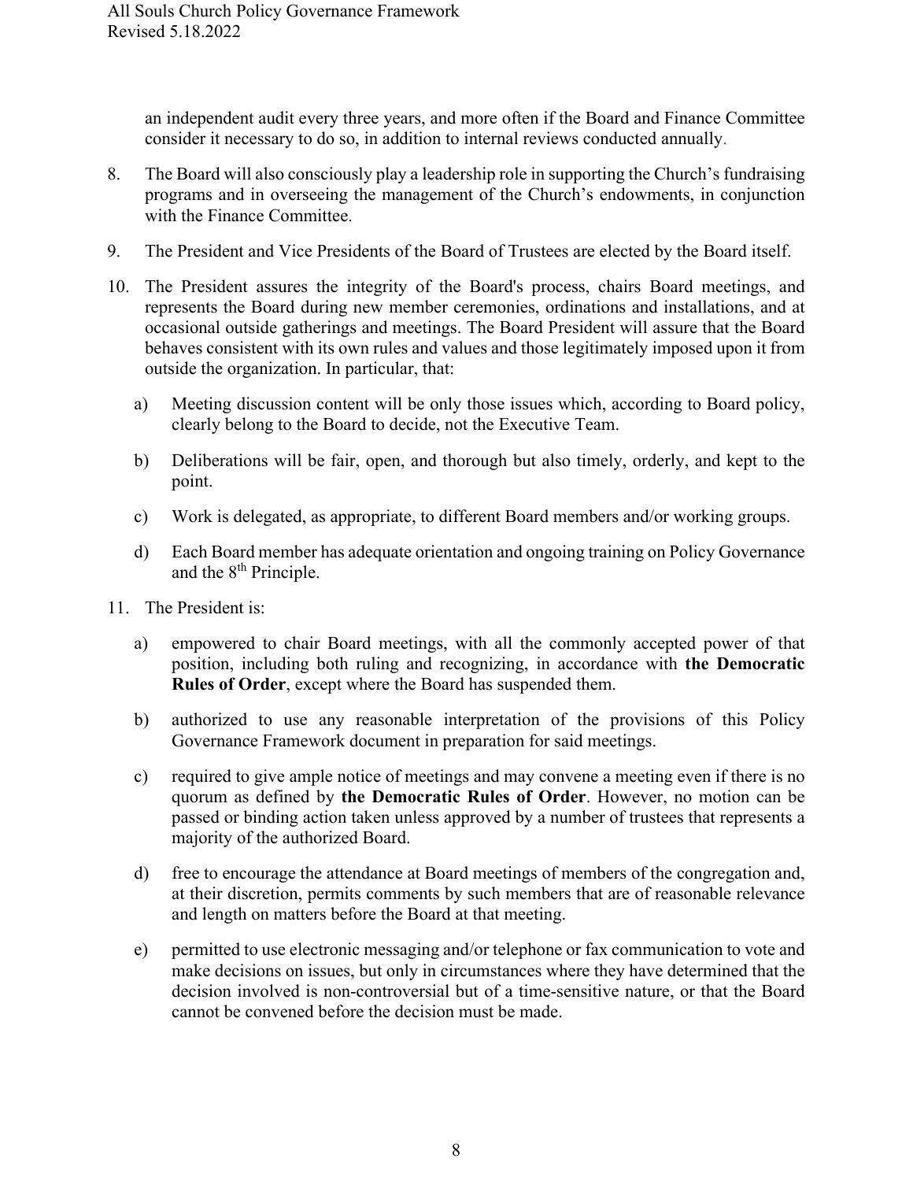an independent audit every three years, and more often if the Board and Finance Committee consider it necessary to do so, in addition to internal reviews conducted annually.

8. The Board will also consciously play a leadership role in supporting the Church's fundraising programs and in overseeing the management of the Church's endowments, in conjunction with the Finance Committee.

9. The President and Vice Presidents of the Board of Trustees are elected by the Board itself.

10. The President assures the integrity of the Board's process, chairs Board meetings, and represents the Board during new member ceremonies, ordinations and installations, and at occasional outside gatherings and meetings. The Board President will assure that the Board behaves consistent with its own rules and values and those legitimately imposed upon it from outside the organization. In particular, that:

    a) Meeting discussion content will be only those issues which, according to Board policy, clearly belong to the Board to decide, not the Executive Team.

    b) Deliberations will be fair, open, and thorough but also timely, orderly, and kept to the point.

    c) Work is delegated, as appropriate, to different Board members and/or working groups.

    d) Each Board member has adequate orientation and ongoing training on Policy Governance and the 8th Principle.

11. The President is:

    a) empowered to chair Board meetings, with all the commonly accepted power of that position, including both ruling and recognizing, in accordance with **the Democratic Rules of Order**, except where the Board has suspended them.

    b) authorized to use any reasonable interpretation of the provisions of this Policy Governance Framework document in preparation for said meetings.

    c) required to give ample notice of meetings and may convene a meeting even if there is no quorum as defined by **the Democratic Rules of Order**. However, no motion can be passed or binding action taken unless approved by a number of trustees that represents a majority of the authorized Board.

    d) free to encourage the attendance at Board meetings of members of the congregation and, at their discretion, permits comments by such members that are of reasonable relevance and length on matters before the Board at that meeting.

    e) permitted to use electronic messaging and/or telephone or fax communication to vote and make decisions on issues, but only in circumstances where they have determined that the decision involved is non-controversial but of a time-sensitive nature, or that the Board cannot be convened before the decision must be made.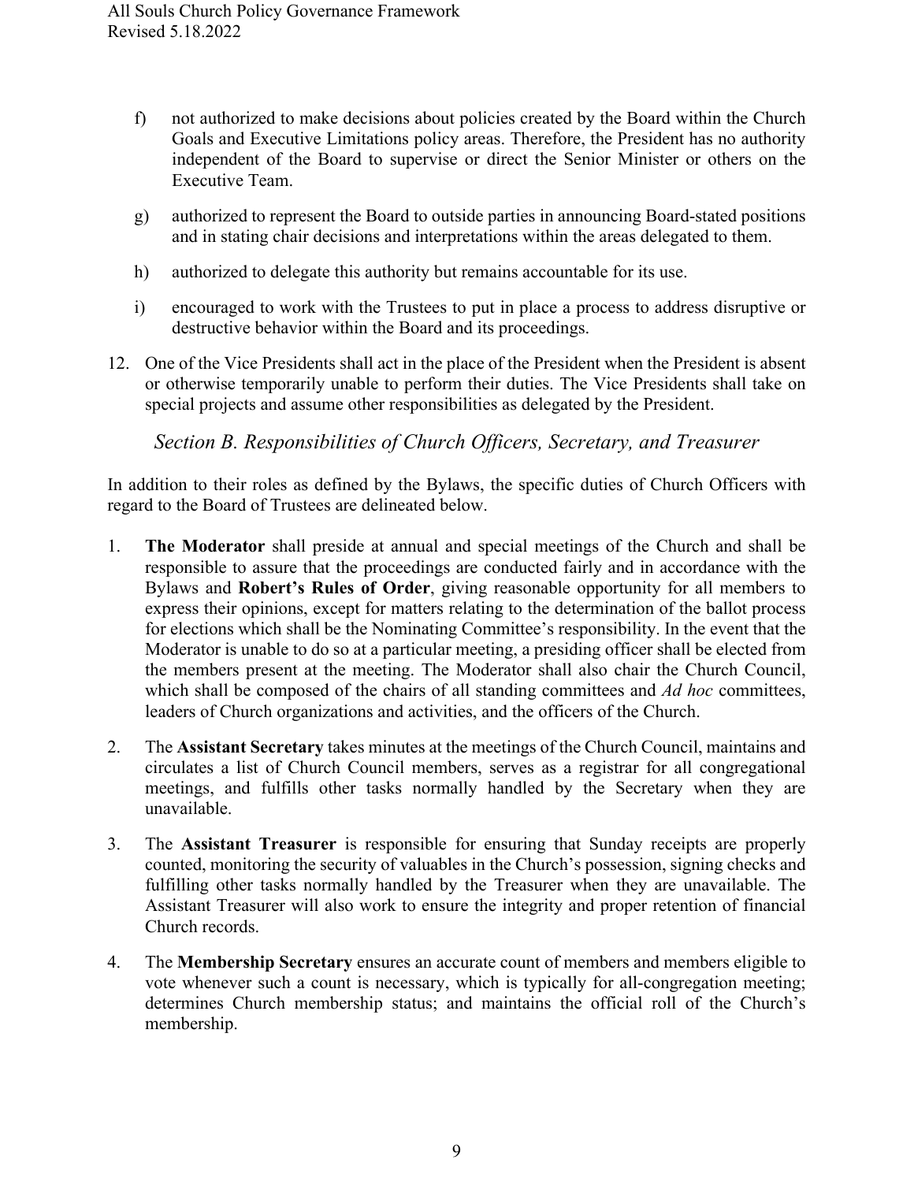f) not authorized to make decisions about policies created by the Board within the Church Goals and Executive Limitations policy areas. Therefore, the President has no authority independent of the Board to supervise or direct the Senior Minister or others on the Executive Team.

g) authorized to represent the Board to outside parties in announcing Board-stated positions and in stating chair decisions and interpretations within the areas delegated to them.

h) authorized to delegate this authority but remains accountable for its use.

i) encouraged to work with the Trustees to put in place a process to address disruptive or destructive behavior within the Board and its proceedings.

12. One of the Vice Presidents shall act in the place of the President when the President is absent or otherwise temporarily unable to perform their duties. The Vice Presidents shall take on special projects and assume other responsibilities as delegated by the President.

### *Section B. Responsibilities of Church Officers, Secretary, and Treasurer*

In addition to their roles as defined by the Bylaws, the specific duties of Church Officers with regard to the Board of Trustees are delineated below.

1. **The Moderator** shall preside at annual and special meetings of the Church and shall be responsible to assure that the proceedings are conducted fairly and in accordance with the Bylaws and **Robert's Rules of Order**, giving reasonable opportunity for all members to express their opinions, except for matters relating to the determination of the ballot process for elections which shall be the Nominating Committee's responsibility. In the event that the Moderator is unable to do so at a particular meeting, a presiding officer shall be elected from the members present at the meeting. The Moderator shall also chair the Church Council, which shall be composed of the chairs of all standing committees and *Ad hoc* committees, leaders of Church organizations and activities, and the officers of the Church.

2. The **Assistant Secretary** takes minutes at the meetings of the Church Council, maintains and circulates a list of Church Council members, serves as a registrar for all congregational meetings, and fulfills other tasks normally handled by the Secretary when they are unavailable.

3. The **Assistant Treasurer** is responsible for ensuring that Sunday receipts are properly counted, monitoring the security of valuables in the Church's possession, signing checks and fulfilling other tasks normally handled by the Treasurer when they are unavailable. The Assistant Treasurer will also work to ensure the integrity and proper retention of financial Church records.

4. The **Membership Secretary** ensures an accurate count of members and members eligible to vote whenever such a count is necessary, which is typically for all-congregation meeting; determines Church membership status; and maintains the official roll of the Church's membership.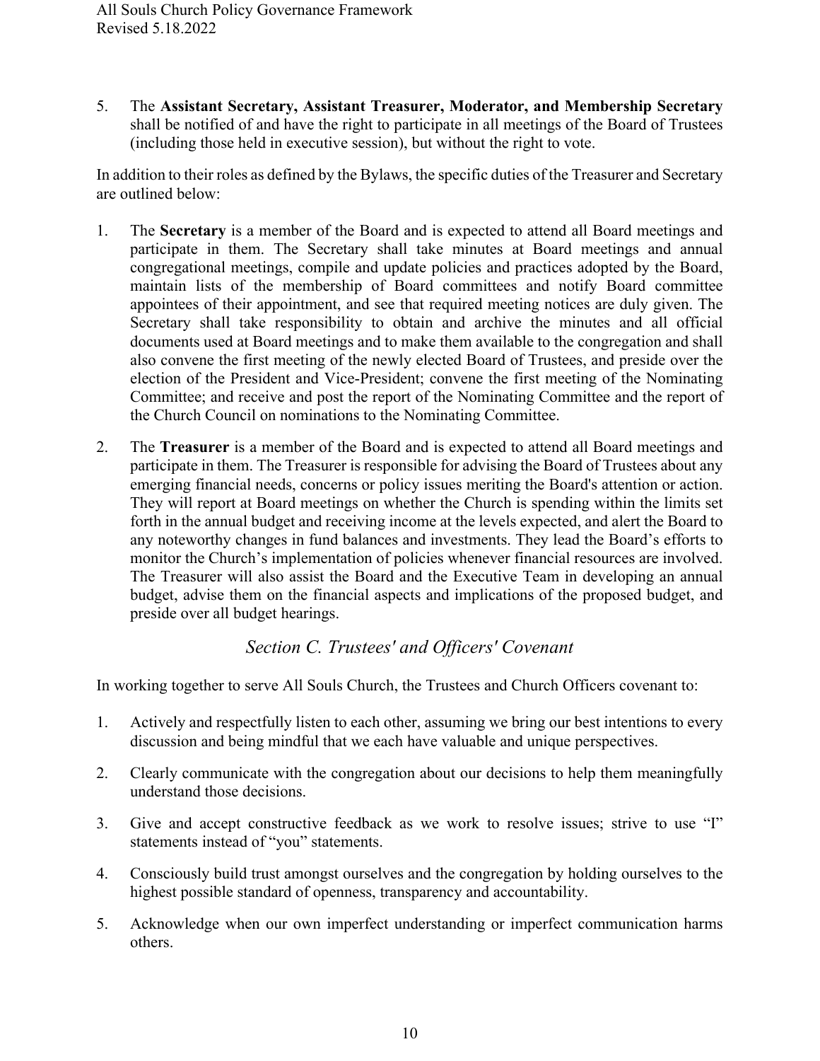5. The **Assistant Secretary, Assistant Treasurer, Moderator, and Membership Secretary** shall be notified of and have the right to participate in all meetings of the Board of Trustees (including those held in executive session), but without the right to vote.

In addition to their roles as defined by the Bylaws, the specific duties of the Treasurer and Secretary are outlined below:

1. The **Secretary** is a member of the Board and is expected to attend all Board meetings and participate in them. The Secretary shall take minutes at Board meetings and annual congregational meetings, compile and update policies and practices adopted by the Board, maintain lists of the membership of Board committees and notify Board committee appointees of their appointment, and see that required meeting notices are duly given. The Secretary shall take responsibility to obtain and archive the minutes and all official documents used at Board meetings and to make them available to the congregation and shall also convene the first meeting of the newly elected Board of Trustees, and preside over the election of the President and Vice-President; convene the first meeting of the Nominating Committee; and receive and post the report of the Nominating Committee and the report of the Church Council on nominations to the Nominating Committee.

2. The **Treasurer** is a member of the Board and is expected to attend all Board meetings and participate in them. The Treasurer is responsible for advising the Board of Trustees about any emerging financial needs, concerns or policy issues meriting the Board's attention or action. They will report at Board meetings on whether the Church is spending within the limits set forth in the annual budget and receiving income at the levels expected, and alert the Board to any noteworthy changes in fund balances and investments. They lead the Board's efforts to monitor the Church's implementation of policies whenever financial resources are involved. The Treasurer will also assist the Board and the Executive Team in developing an annual budget, advise them on the financial aspects and implications of the proposed budget, and preside over all budget hearings.

## *Section C. Trustees' and Officers' Covenant*

In working together to serve All Souls Church, the Trustees and Church Officers covenant to:

1. Actively and respectfully listen to each other, assuming we bring our best intentions to every discussion and being mindful that we each have valuable and unique perspectives.

2. Clearly communicate with the congregation about our decisions to help them meaningfully understand those decisions.

3. Give and accept constructive feedback as we work to resolve issues; strive to use "I" statements instead of "you" statements.

4. Consciously build trust amongst ourselves and the congregation by holding ourselves to the highest possible standard of openness, transparency and accountability.

5. Acknowledge when our own imperfect understanding or imperfect communication harms others.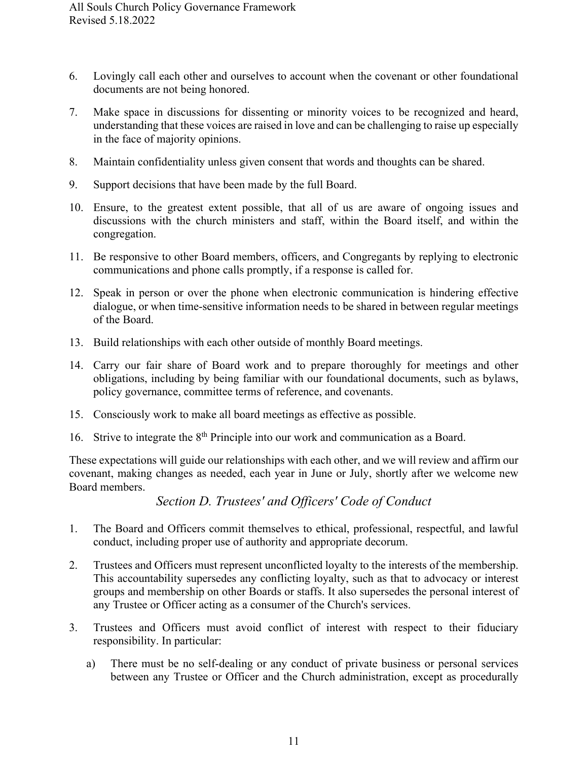6. Lovingly call each other and ourselves to account when the covenant or other foundational documents are not being honored.

7. Make space in discussions for dissenting or minority voices to be recognized and heard, understanding that these voices are raised in love and can be challenging to raise up especially in the face of majority opinions.

8. Maintain confidentiality unless given consent that words and thoughts can be shared.

9. Support decisions that have been made by the full Board.

10. Ensure, to the greatest extent possible, that all of us are aware of ongoing issues and discussions with the church ministers and staff, within the Board itself, and within the congregation.

11. Be responsive to other Board members, officers, and Congregants by replying to electronic communications and phone calls promptly, if a response is called for.

12. Speak in person or over the phone when electronic communication is hindering effective dialogue, or when time-sensitive information needs to be shared in between regular meetings of the Board.

13. Build relationships with each other outside of monthly Board meetings.

14. Carry our fair share of Board work and to prepare thoroughly for meetings and other obligations, including by being familiar with our foundational documents, such as bylaws, policy governance, committee terms of reference, and covenants.

15. Consciously work to make all board meetings as effective as possible.

16. Strive to integrate the 8th Principle into our work and communication as a Board.

These expectations will guide our relationships with each other, and we will review and affirm our covenant, making changes as needed, each year in June or July, shortly after we welcome new Board members.

## *Section D. Trustees' and Officers' Code of Conduct*

1. The Board and Officers commit themselves to ethical, professional, respectful, and lawful conduct, including proper use of authority and appropriate decorum.

2. Trustees and Officers must represent unconflicted loyalty to the interests of the membership. This accountability supersedes any conflicting loyalty, such as that to advocacy or interest groups and membership on other Boards or staffs. It also supersedes the personal interest of any Trustee or Officer acting as a consumer of the Church's services.

3. Trustees and Officers must avoid conflict of interest with respect to their fiduciary responsibility. In particular:

   a) There must be no self-dealing or any conduct of private business or personal services between any Trustee or Officer and the Church administration, except as procedurally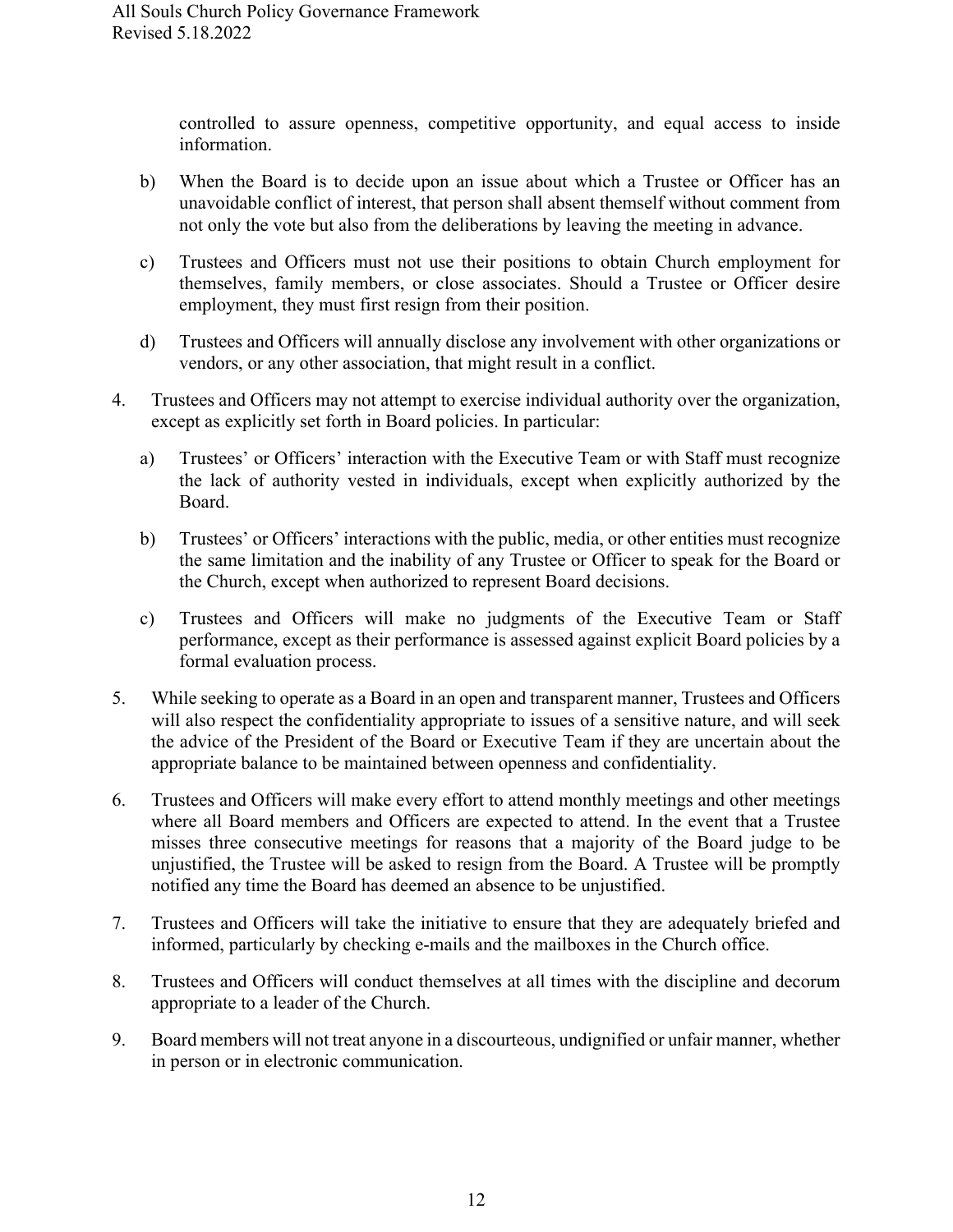controlled to assure openness, competitive opportunity, and equal access to inside information.

   b) When the Board is to decide upon an issue about which a Trustee or Officer has an unavoidable conflict of interest, that person shall absent themself without comment from not only the vote but also from the deliberations by leaving the meeting in advance.

   c) Trustees and Officers must not use their positions to obtain Church employment for themselves, family members, or close associates. Should a Trustee or Officer desire employment, they must first resign from their position.

   d) Trustees and Officers will annually disclose any involvement with other organizations or vendors, or any other association, that might result in a conflict.

4. Trustees and Officers may not attempt to exercise individual authority over the organization, except as explicitly set forth in Board policies. In particular:

   a) Trustees' or Officers' interaction with the Executive Team or with Staff must recognize the lack of authority vested in individuals, except when explicitly authorized by the Board.

   b) Trustees' or Officers' interactions with the public, media, or other entities must recognize the same limitation and the inability of any Trustee or Officer to speak for the Board or the Church, except when authorized to represent Board decisions.

   c) Trustees and Officers will make no judgments of the Executive Team or Staff performance, except as their performance is assessed against explicit Board policies by a formal evaluation process.

5. While seeking to operate as a Board in an open and transparent manner, Trustees and Officers will also respect the confidentiality appropriate to issues of a sensitive nature, and will seek the advice of the President of the Board or Executive Team if they are uncertain about the appropriate balance to be maintained between openness and confidentiality.

6. Trustees and Officers will make every effort to attend monthly meetings and other meetings where all Board members and Officers are expected to attend. In the event that a Trustee misses three consecutive meetings for reasons that a majority of the Board judge to be unjustified, the Trustee will be asked to resign from the Board. A Trustee will be promptly notified any time the Board has deemed an absence to be unjustified.

7. Trustees and Officers will take the initiative to ensure that they are adequately briefed and informed, particularly by checking e-mails and the mailboxes in the Church office.

8. Trustees and Officers will conduct themselves at all times with the discipline and decorum appropriate to a leader of the Church.

9. Board members will not treat anyone in a discourteous, undignified or unfair manner, whether in person or in electronic communication.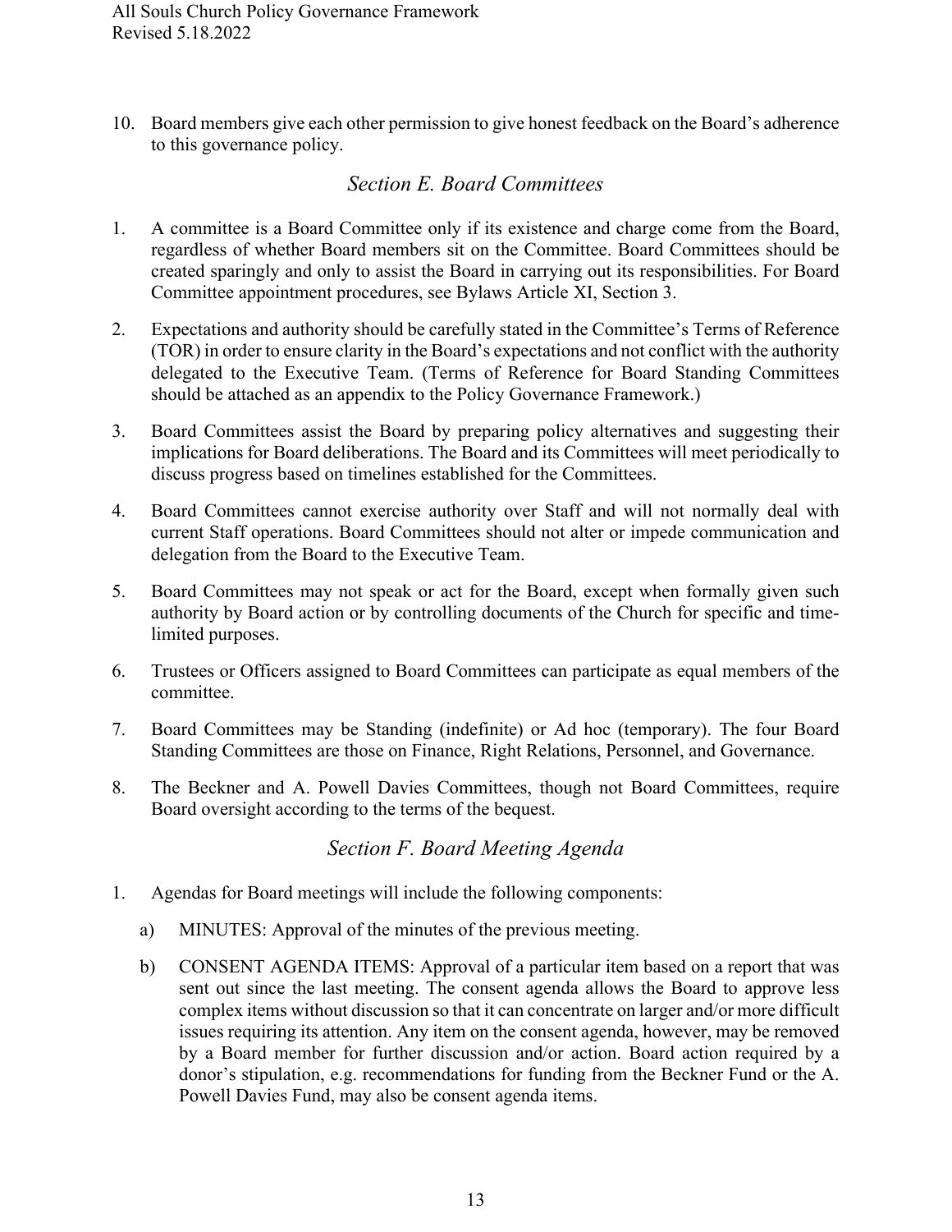10. Board members give each other permission to give honest feedback on the Board's adherence to this governance policy.

## *Section E. Board Committees*

1. A committee is a Board Committee only if its existence and charge come from the Board, regardless of whether Board members sit on the Committee. Board Committees should be created sparingly and only to assist the Board in carrying out its responsibilities. For Board Committee appointment procedures, see Bylaws Article XI, Section 3.

2. Expectations and authority should be carefully stated in the Committee's Terms of Reference (TOR) in order to ensure clarity in the Board's expectations and not conflict with the authority delegated to the Executive Team. (Terms of Reference for Board Standing Committees should be attached as an appendix to the Policy Governance Framework.)

3. Board Committees assist the Board by preparing policy alternatives and suggesting their implications for Board deliberations. The Board and its Committees will meet periodically to discuss progress based on timelines established for the Committees.

4. Board Committees cannot exercise authority over Staff and will not normally deal with current Staff operations. Board Committees should not alter or impede communication and delegation from the Board to the Executive Team.

5. Board Committees may not speak or act for the Board, except when formally given such authority by Board action or by controlling documents of the Church for specific and time-limited purposes.

6. Trustees or Officers assigned to Board Committees can participate as equal members of the committee.

7. Board Committees may be Standing (indefinite) or Ad hoc (temporary). The four Board Standing Committees are those on Finance, Right Relations, Personnel, and Governance.

8. The Beckner and A. Powell Davies Committees, though not Board Committees, require Board oversight according to the terms of the bequest.

## *Section F. Board Meeting Agenda*

1. Agendas for Board meetings will include the following components:

   a) MINUTES: Approval of the minutes of the previous meeting.

   b) CONSENT AGENDA ITEMS: Approval of a particular item based on a report that was sent out since the last meeting. The consent agenda allows the Board to approve less complex items without discussion so that it can concentrate on larger and/or more difficult issues requiring its attention. Any item on the consent agenda, however, may be removed by a Board member for further discussion and/or action. Board action required by a donor's stipulation, e.g. recommendations for funding from the Beckner Fund or the A. Powell Davies Fund, may also be consent agenda items.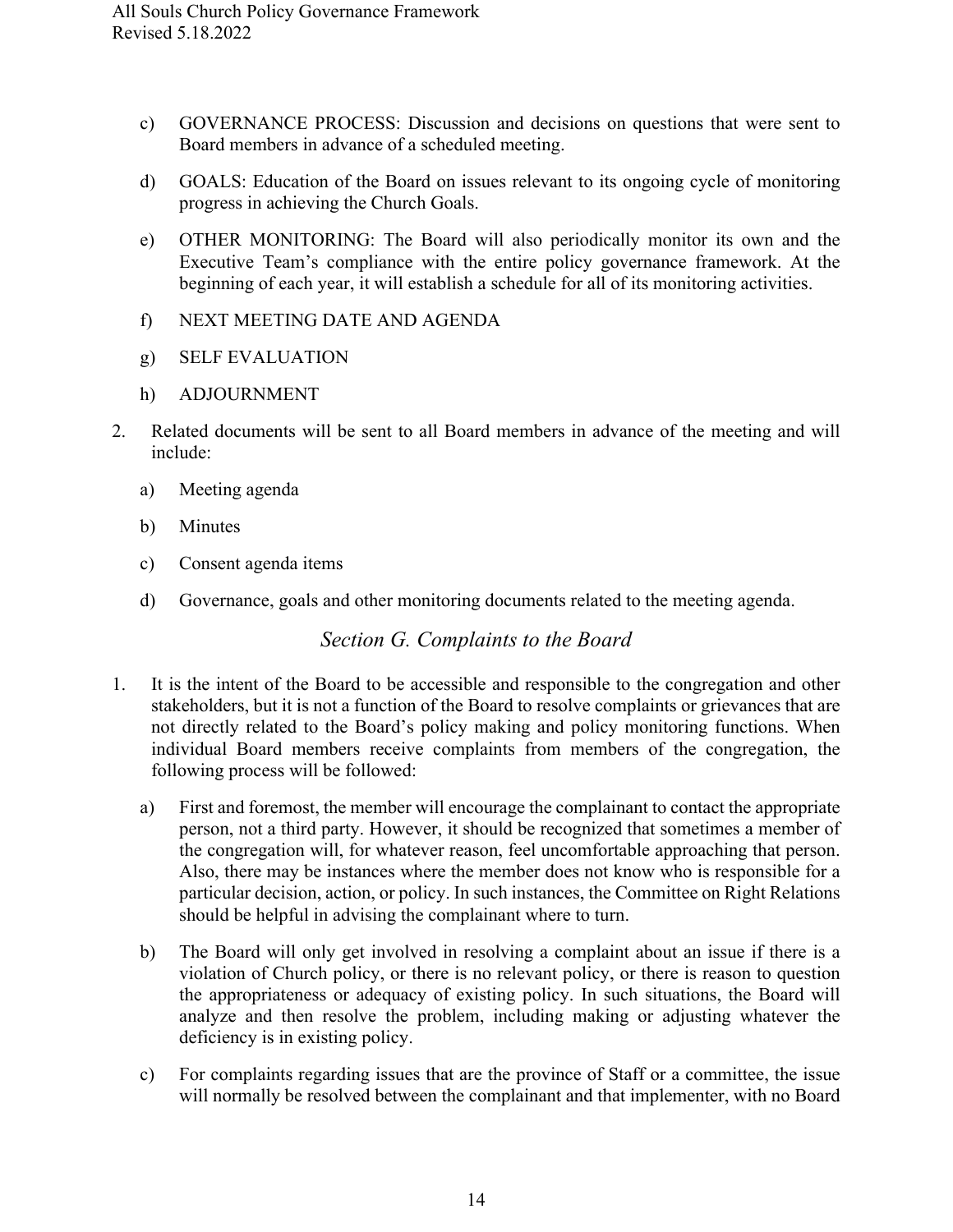c) GOVERNANCE PROCESS: Discussion and decisions on questions that were sent to Board members in advance of a scheduled meeting.

d) GOALS: Education of the Board on issues relevant to its ongoing cycle of monitoring progress in achieving the Church Goals.

e) OTHER MONITORING: The Board will also periodically monitor its own and the Executive Team's compliance with the entire policy governance framework. At the beginning of each year, it will establish a schedule for all of its monitoring activities.

f) NEXT MEETING DATE AND AGENDA

g) SELF EVALUATION

h) ADJOURNMENT

2. Related documents will be sent to all Board members in advance of the meeting and will include:

   a) Meeting agenda

   b) Minutes

   c) Consent agenda items

   d) Governance, goals and other monitoring documents related to the meeting agenda.

### *Section G. Complaints to the Board*

1. It is the intent of the Board to be accessible and responsible to the congregation and other stakeholders, but it is not a function of the Board to resolve complaints or grievances that are not directly related to the Board's policy making and policy monitoring functions. When individual Board members receive complaints from members of the congregation, the following process will be followed:

   a) First and foremost, the member will encourage the complainant to contact the appropriate person, not a third party. However, it should be recognized that sometimes a member of the congregation will, for whatever reason, feel uncomfortable approaching that person. Also, there may be instances where the member does not know who is responsible for a particular decision, action, or policy. In such instances, the Committee on Right Relations should be helpful in advising the complainant where to turn.

   b) The Board will only get involved in resolving a complaint about an issue if there is a violation of Church policy, or there is no relevant policy, or there is reason to question the appropriateness or adequacy of existing policy. In such situations, the Board will analyze and then resolve the problem, including making or adjusting whatever the deficiency is in existing policy.

   c) For complaints regarding issues that are the province of Staff or a committee, the issue will normally be resolved between the complainant and that implementer, with no Board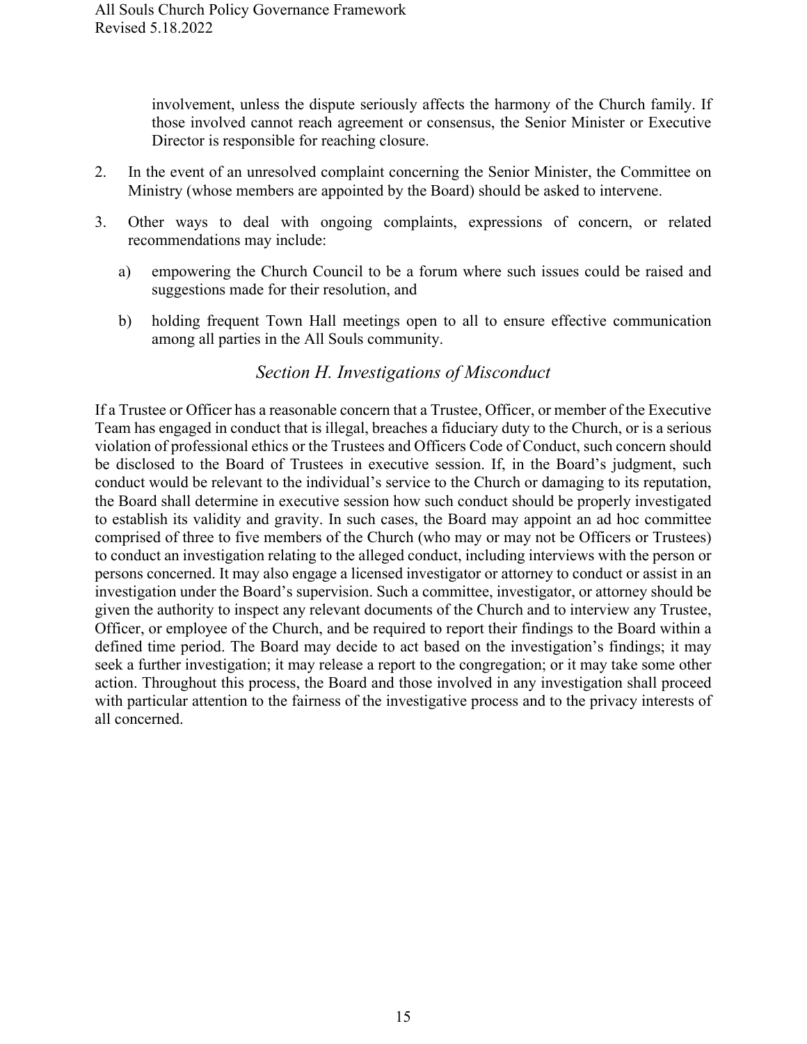involvement, unless the dispute seriously affects the harmony of the Church family. If those involved cannot reach agreement or consensus, the Senior Minister or Executive Director is responsible for reaching closure.

2. In the event of an unresolved complaint concerning the Senior Minister, the Committee on Ministry (whose members are appointed by the Board) should be asked to intervene.

3. Other ways to deal with ongoing complaints, expressions of concern, or related recommendations may include:

   a) empowering the Church Council to be a forum where such issues could be raised and suggestions made for their resolution, and

   b) holding frequent Town Hall meetings open to all to ensure effective communication among all parties in the All Souls community.

### *Section H. Investigations of Misconduct*

If a Trustee or Officer has a reasonable concern that a Trustee, Officer, or member of the Executive Team has engaged in conduct that is illegal, breaches a fiduciary duty to the Church, or is a serious violation of professional ethics or the Trustees and Officers Code of Conduct, such concern should be disclosed to the Board of Trustees in executive session. If, in the Board's judgment, such conduct would be relevant to the individual's service to the Church or damaging to its reputation, the Board shall determine in executive session how such conduct should be properly investigated to establish its validity and gravity. In such cases, the Board may appoint an ad hoc committee comprised of three to five members of the Church (who may or may not be Officers or Trustees) to conduct an investigation relating to the alleged conduct, including interviews with the person or persons concerned. It may also engage a licensed investigator or attorney to conduct or assist in an investigation under the Board's supervision. Such a committee, investigator, or attorney should be given the authority to inspect any relevant documents of the Church and to interview any Trustee, Officer, or employee of the Church, and be required to report their findings to the Board within a defined time period. The Board may decide to act based on the investigation's findings; it may seek a further investigation; it may release a report to the congregation; or it may take some other action. Throughout this process, the Board and those involved in any investigation shall proceed with particular attention to the fairness of the investigative process and to the privacy interests of all concerned.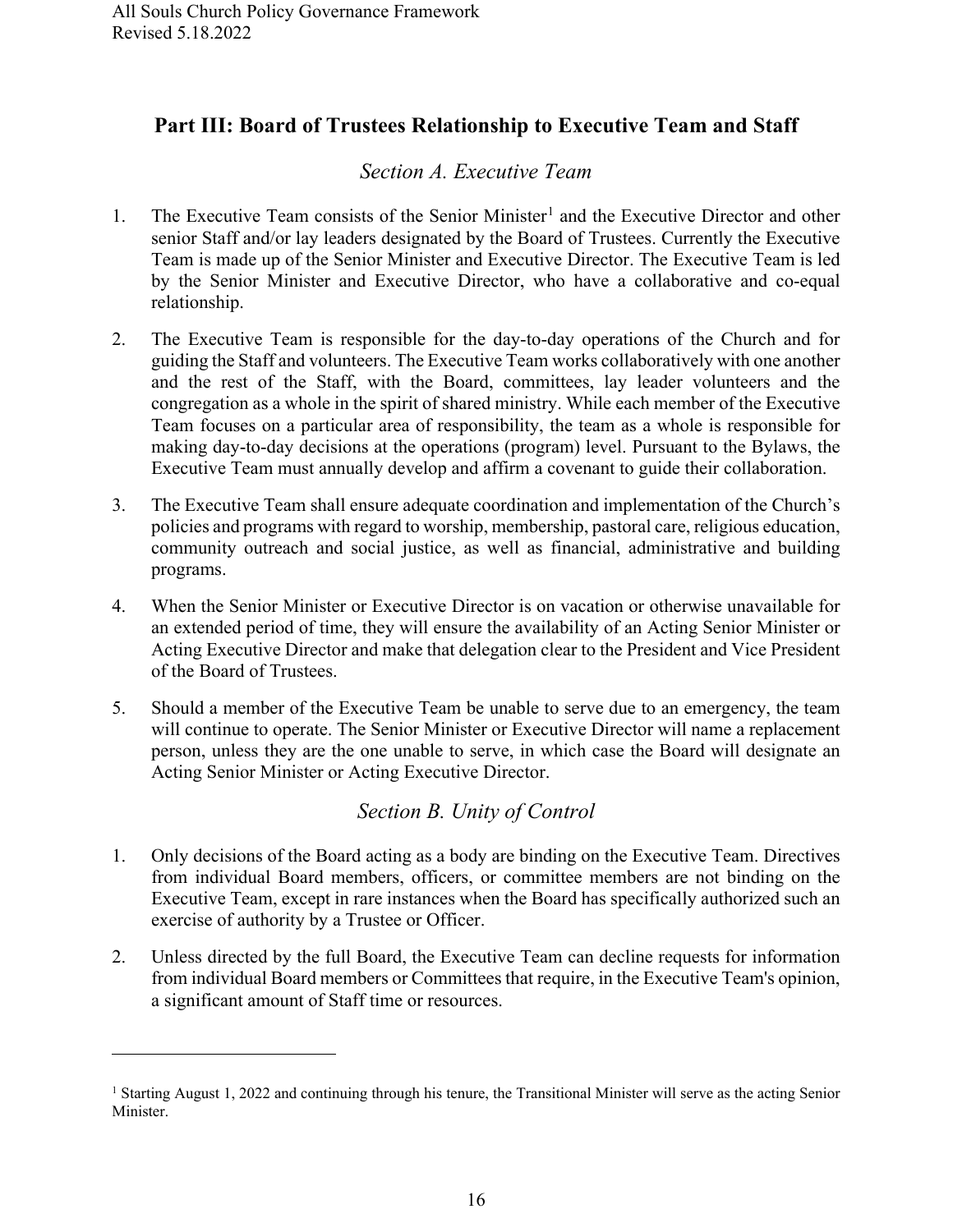## Part III: Board of Trustees Relationship to Executive Team and Staff

### *Section A. Executive Team*

1. The Executive Team consists of the Senior Minister[1] and the Executive Director and other senior Staff and/or lay leaders designated by the Board of Trustees. Currently the Executive Team is made up of the Senior Minister and Executive Director. The Executive Team is led by the Senior Minister and Executive Director, who have a collaborative and co-equal relationship.

2. The Executive Team is responsible for the day-to-day operations of the Church and for guiding the Staff and volunteers. The Executive Team works collaboratively with one another and the rest of the Staff, with the Board, committees, lay leader volunteers and the congregation as a whole in the spirit of shared ministry. While each member of the Executive Team focuses on a particular area of responsibility, the team as a whole is responsible for making day-to-day decisions at the operations (program) level. Pursuant to the Bylaws, the Executive Team must annually develop and affirm a covenant to guide their collaboration.

3. The Executive Team shall ensure adequate coordination and implementation of the Church's policies and programs with regard to worship, membership, pastoral care, religious education, community outreach and social justice, as well as financial, administrative and building programs.

4. When the Senior Minister or Executive Director is on vacation or otherwise unavailable for an extended period of time, they will ensure the availability of an Acting Senior Minister or Acting Executive Director and make that delegation clear to the President and Vice President of the Board of Trustees.

5. Should a member of the Executive Team be unable to serve due to an emergency, the team will continue to operate. The Senior Minister or Executive Director will name a replacement person, unless they are the one unable to serve, in which case the Board will designate an Acting Senior Minister or Acting Executive Director.

### *Section B. Unity of Control*

1. Only decisions of the Board acting as a body are binding on the Executive Team. Directives from individual Board members, officers, or committee members are not binding on the Executive Team, except in rare instances when the Board has specifically authorized such an exercise of authority by a Trustee or Officer.

2. Unless directed by the full Board, the Executive Team can decline requests for information from individual Board members or Committees that require, in the Executive Team's opinion, a significant amount of Staff time or resources.

---

[1] Starting August 1, 2022 and continuing through his tenure, the Transitional Minister will serve as the acting Senior Minister.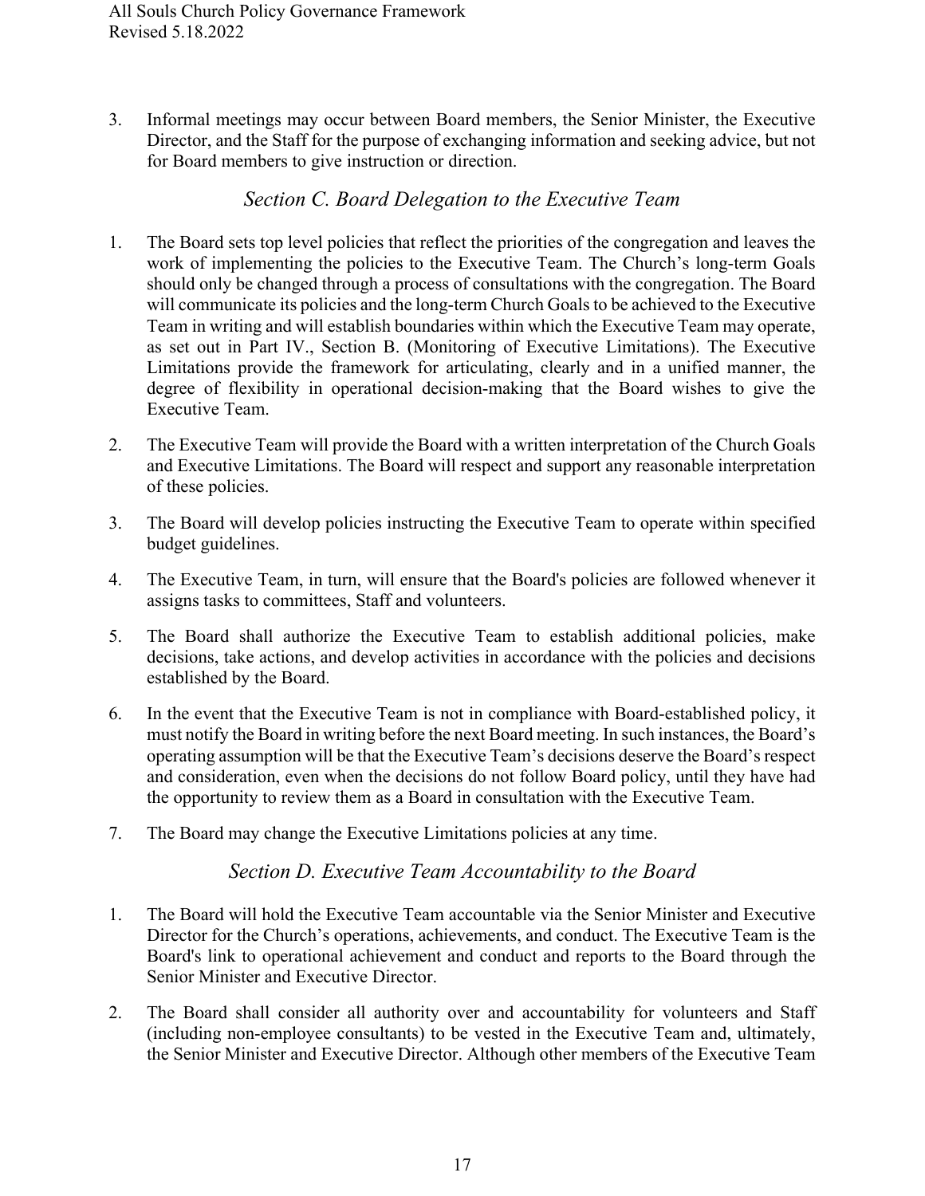3. Informal meetings may occur between Board members, the Senior Minister, the Executive Director, and the Staff for the purpose of exchanging information and seeking advice, but not for Board members to give instruction or direction.

### *Section C. Board Delegation to the Executive Team*

1. The Board sets top level policies that reflect the priorities of the congregation and leaves the work of implementing the policies to the Executive Team. The Church's long-term Goals should only be changed through a process of consultations with the congregation. The Board will communicate its policies and the long-term Church Goals to be achieved to the Executive Team in writing and will establish boundaries within which the Executive Team may operate, as set out in Part IV., Section B. (Monitoring of Executive Limitations). The Executive Limitations provide the framework for articulating, clearly and in a unified manner, the degree of flexibility in operational decision-making that the Board wishes to give the Executive Team.

2. The Executive Team will provide the Board with a written interpretation of the Church Goals and Executive Limitations. The Board will respect and support any reasonable interpretation of these policies.

3. The Board will develop policies instructing the Executive Team to operate within specified budget guidelines.

4. The Executive Team, in turn, will ensure that the Board's policies are followed whenever it assigns tasks to committees, Staff and volunteers.

5. The Board shall authorize the Executive Team to establish additional policies, make decisions, take actions, and develop activities in accordance with the policies and decisions established by the Board.

6. In the event that the Executive Team is not in compliance with Board-established policy, it must notify the Board in writing before the next Board meeting. In such instances, the Board's operating assumption will be that the Executive Team's decisions deserve the Board's respect and consideration, even when the decisions do not follow Board policy, until they have had the opportunity to review them as a Board in consultation with the Executive Team.

7. The Board may change the Executive Limitations policies at any time.

### *Section D. Executive Team Accountability to the Board*

1. The Board will hold the Executive Team accountable via the Senior Minister and Executive Director for the Church's operations, achievements, and conduct. The Executive Team is the Board's link to operational achievement and conduct and reports to the Board through the Senior Minister and Executive Director.

2. The Board shall consider all authority over and accountability for volunteers and Staff (including non-employee consultants) to be vested in the Executive Team and, ultimately, the Senior Minister and Executive Director. Although other members of the Executive Team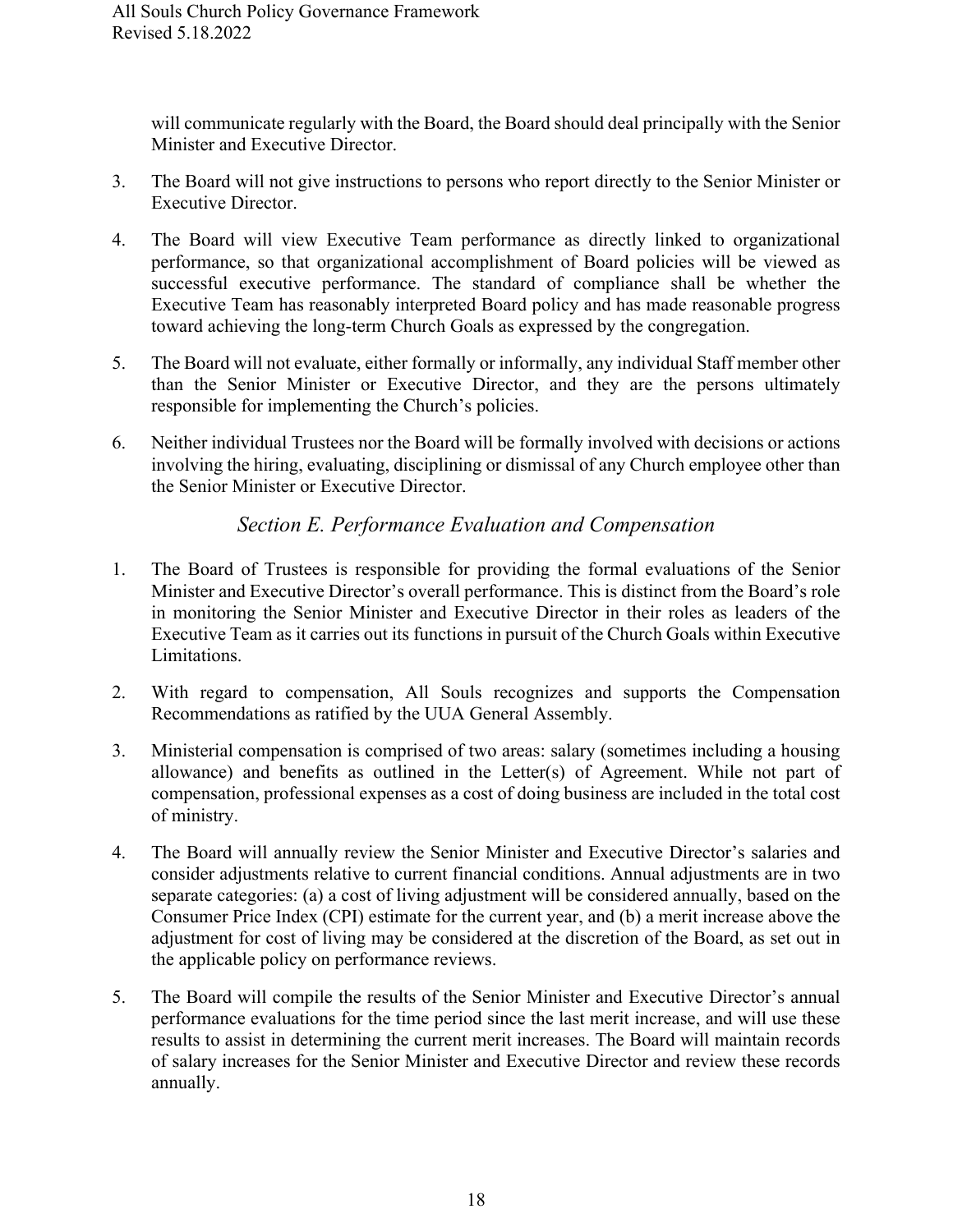will communicate regularly with the Board, the Board should deal principally with the Senior Minister and Executive Director.

3. The Board will not give instructions to persons who report directly to the Senior Minister or Executive Director.

4. The Board will view Executive Team performance as directly linked to organizational performance, so that organizational accomplishment of Board policies will be viewed as successful executive performance. The standard of compliance shall be whether the Executive Team has reasonably interpreted Board policy and has made reasonable progress toward achieving the long-term Church Goals as expressed by the congregation.

5. The Board will not evaluate, either formally or informally, any individual Staff member other than the Senior Minister or Executive Director, and they are the persons ultimately responsible for implementing the Church's policies.

6. Neither individual Trustees nor the Board will be formally involved with decisions or actions involving the hiring, evaluating, disciplining or dismissal of any Church employee other than the Senior Minister or Executive Director.

### *Section E. Performance Evaluation and Compensation*

1. The Board of Trustees is responsible for providing the formal evaluations of the Senior Minister and Executive Director's overall performance. This is distinct from the Board's role in monitoring the Senior Minister and Executive Director in their roles as leaders of the Executive Team as it carries out its functions in pursuit of the Church Goals within Executive Limitations.

2. With regard to compensation, All Souls recognizes and supports the Compensation Recommendations as ratified by the UUA General Assembly.

3. Ministerial compensation is comprised of two areas: salary (sometimes including a housing allowance) and benefits as outlined in the Letter(s) of Agreement. While not part of compensation, professional expenses as a cost of doing business are included in the total cost of ministry.

4. The Board will annually review the Senior Minister and Executive Director's salaries and consider adjustments relative to current financial conditions. Annual adjustments are in two separate categories: (a) a cost of living adjustment will be considered annually, based on the Consumer Price Index (CPI) estimate for the current year, and (b) a merit increase above the adjustment for cost of living may be considered at the discretion of the Board, as set out in the applicable policy on performance reviews.

5. The Board will compile the results of the Senior Minister and Executive Director's annual performance evaluations for the time period since the last merit increase, and will use these results to assist in determining the current merit increases. The Board will maintain records of salary increases for the Senior Minister and Executive Director and review these records annually.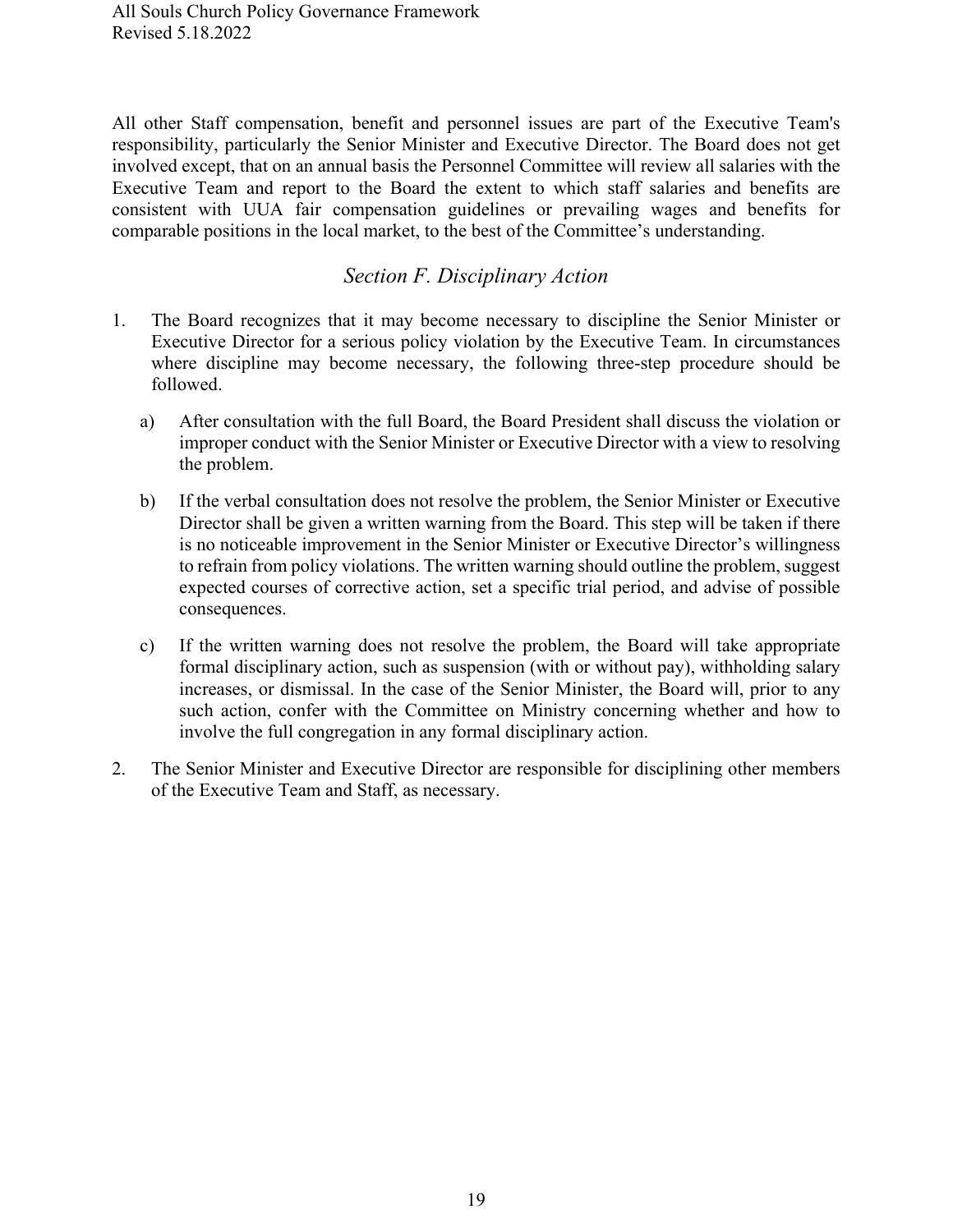All other Staff compensation, benefit and personnel issues are part of the Executive Team's responsibility, particularly the Senior Minister and Executive Director. The Board does not get involved except, that on an annual basis the Personnel Committee will review all salaries with the Executive Team and report to the Board the extent to which staff salaries and benefits are consistent with UUA fair compensation guidelines or prevailing wages and benefits for comparable positions in the local market, to the best of the Committee's understanding.

## *Section F. Disciplinary Action*

1. The Board recognizes that it may become necessary to discipline the Senior Minister or Executive Director for a serious policy violation by the Executive Team. In circumstances where discipline may become necessary, the following three-step procedure should be followed.

   a) After consultation with the full Board, the Board President shall discuss the violation or improper conduct with the Senior Minister or Executive Director with a view to resolving the problem.

   b) If the verbal consultation does not resolve the problem, the Senior Minister or Executive Director shall be given a written warning from the Board. This step will be taken if there is no noticeable improvement in the Senior Minister or Executive Director's willingness to refrain from policy violations. The written warning should outline the problem, suggest expected courses of corrective action, set a specific trial period, and advise of possible consequences.

   c) If the written warning does not resolve the problem, the Board will take appropriate formal disciplinary action, such as suspension (with or without pay), withholding salary increases, or dismissal. In the case of the Senior Minister, the Board will, prior to any such action, confer with the Committee on Ministry concerning whether and how to involve the full congregation in any formal disciplinary action.

2. The Senior Minister and Executive Director are responsible for disciplining other members of the Executive Team and Staff, as necessary.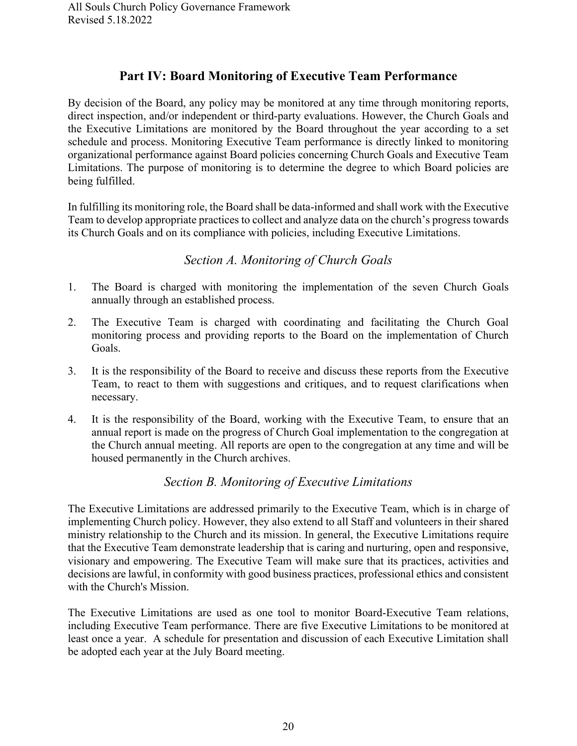## Part IV: Board Monitoring of Executive Team Performance

By decision of the Board, any policy may be monitored at any time through monitoring reports, direct inspection, and/or independent or third-party evaluations. However, the Church Goals and the Executive Limitations are monitored by the Board throughout the year according to a set schedule and process. Monitoring Executive Team performance is directly linked to monitoring organizational performance against Board policies concerning Church Goals and Executive Team Limitations. The purpose of monitoring is to determine the degree to which Board policies are being fulfilled.

In fulfilling its monitoring role, the Board shall be data-informed and shall work with the Executive Team to develop appropriate practices to collect and analyze data on the church's progress towards its Church Goals and on its compliance with policies, including Executive Limitations.

### *Section A. Monitoring of Church Goals*

1. The Board is charged with monitoring the implementation of the seven Church Goals annually through an established process.
2. The Executive Team is charged with coordinating and facilitating the Church Goal monitoring process and providing reports to the Board on the implementation of Church Goals.
3. It is the responsibility of the Board to receive and discuss these reports from the Executive Team, to react to them with suggestions and critiques, and to request clarifications when necessary.
4. It is the responsibility of the Board, working with the Executive Team, to ensure that an annual report is made on the progress of Church Goal implementation to the congregation at the Church annual meeting. All reports are open to the congregation at any time and will be housed permanently in the Church archives.

### *Section B. Monitoring of Executive Limitations*

The Executive Limitations are addressed primarily to the Executive Team, which is in charge of implementing Church policy. However, they also extend to all Staff and volunteers in their shared ministry relationship to the Church and its mission. In general, the Executive Limitations require that the Executive Team demonstrate leadership that is caring and nurturing, open and responsive, visionary and empowering. The Executive Team will make sure that its practices, activities and decisions are lawful, in conformity with good business practices, professional ethics and consistent with the Church's Mission.

The Executive Limitations are used as one tool to monitor Board-Executive Team relations, including Executive Team performance. There are five Executive Limitations to be monitored at least once a year. A schedule for presentation and discussion of each Executive Limitation shall be adopted each year at the July Board meeting.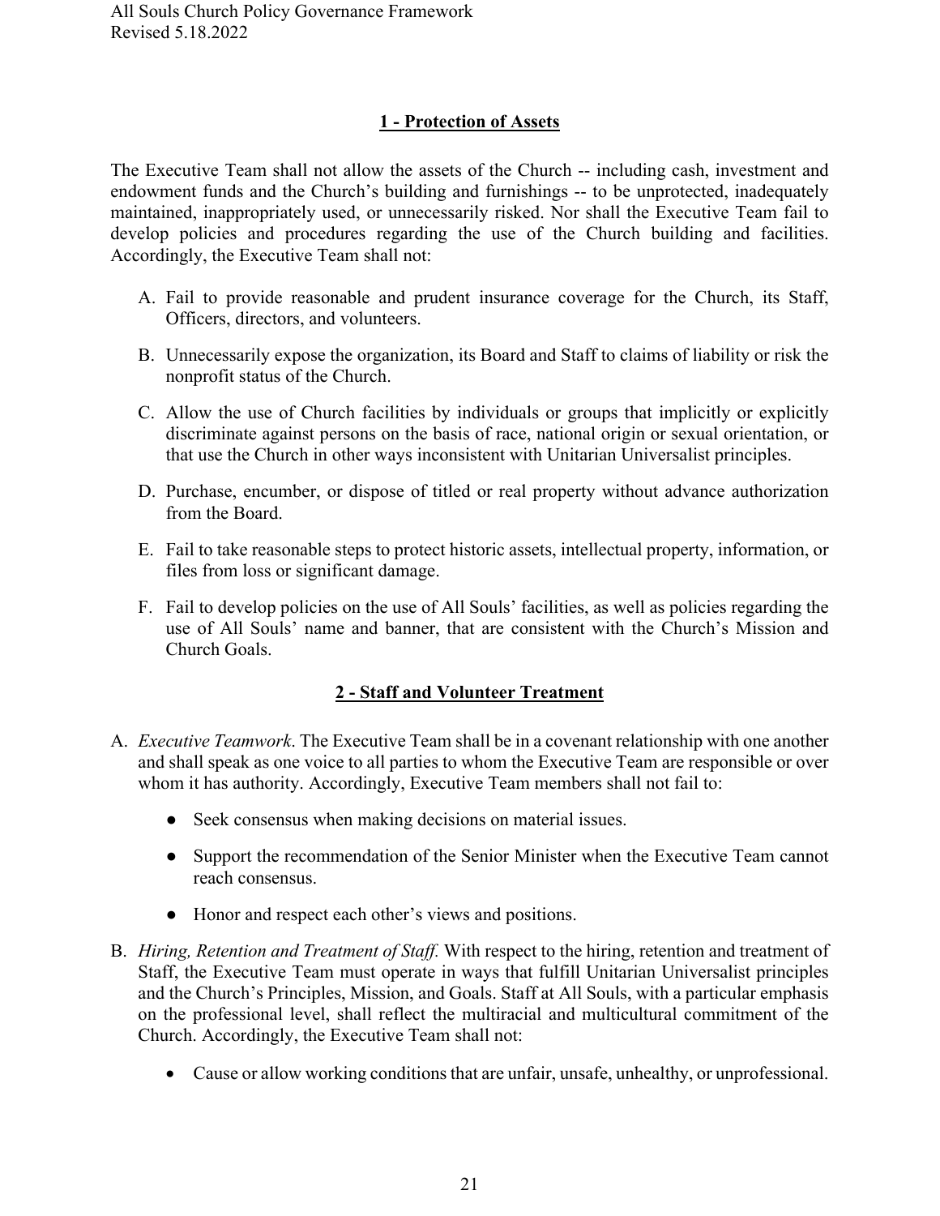## 1 - Protection of Assets

The Executive Team shall not allow the assets of the Church -- including cash, investment and endowment funds and the Church's building and furnishings -- to be unprotected, inadequately maintained, inappropriately used, or unnecessarily risked. Nor shall the Executive Team fail to develop policies and procedures regarding the use of the Church building and facilities. Accordingly, the Executive Team shall not:

A. Fail to provide reasonable and prudent insurance coverage for the Church, its Staff, Officers, directors, and volunteers.

B. Unnecessarily expose the organization, its Board and Staff to claims of liability or risk the nonprofit status of the Church.

C. Allow the use of Church facilities by individuals or groups that implicitly or explicitly discriminate against persons on the basis of race, national origin or sexual orientation, or that use the Church in other ways inconsistent with Unitarian Universalist principles.

D. Purchase, encumber, or dispose of titled or real property without advance authorization from the Board.

E. Fail to take reasonable steps to protect historic assets, intellectual property, information, or files from loss or significant damage.

F. Fail to develop policies on the use of All Souls' facilities, as well as policies regarding the use of All Souls' name and banner, that are consistent with the Church's Mission and Church Goals.

## 2 - Staff and Volunteer Treatment

A. *Executive Teamwork*. The Executive Team shall be in a covenant relationship with one another and shall speak as one voice to all parties to whom the Executive Team are responsible or over whom it has authority. Accordingly, Executive Team members shall not fail to:

- Seek consensus when making decisions on material issues.
- Support the recommendation of the Senior Minister when the Executive Team cannot reach consensus.
- Honor and respect each other's views and positions.

B. *Hiring, Retention and Treatment of Staff.* With respect to the hiring, retention and treatment of Staff, the Executive Team must operate in ways that fulfill Unitarian Universalist principles and the Church's Principles, Mission, and Goals. Staff at All Souls, with a particular emphasis on the professional level, shall reflect the multiracial and multicultural commitment of the Church. Accordingly, the Executive Team shall not:

- Cause or allow working conditions that are unfair, unsafe, unhealthy, or unprofessional.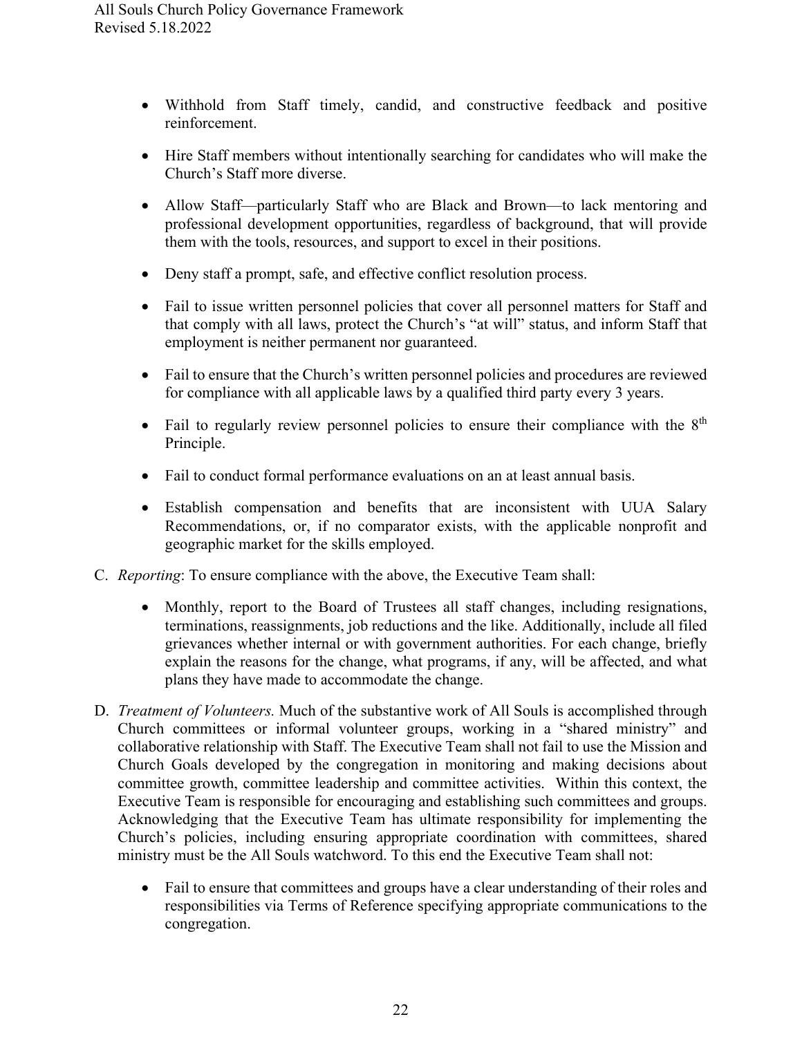- Withhold from Staff timely, candid, and constructive feedback and positive reinforcement.

- Hire Staff members without intentionally searching for candidates who will make the Church's Staff more diverse.

- Allow Staff—particularly Staff who are Black and Brown—to lack mentoring and professional development opportunities, regardless of background, that will provide them with the tools, resources, and support to excel in their positions.

- Deny staff a prompt, safe, and effective conflict resolution process.

- Fail to issue written personnel policies that cover all personnel matters for Staff and that comply with all laws, protect the Church's "at will" status, and inform Staff that employment is neither permanent nor guaranteed.

- Fail to ensure that the Church's written personnel policies and procedures are reviewed for compliance with all applicable laws by a qualified third party every 3 years.

- Fail to regularly review personnel policies to ensure their compliance with the 8th Principle.

- Fail to conduct formal performance evaluations on an at least annual basis.

- Establish compensation and benefits that are inconsistent with UUA Salary Recommendations, or, if no comparator exists, with the applicable nonprofit and geographic market for the skills employed.

C. *Reporting*: To ensure compliance with the above, the Executive Team shall:

- Monthly, report to the Board of Trustees all staff changes, including resignations, terminations, reassignments, job reductions and the like. Additionally, include all filed grievances whether internal or with government authorities. For each change, briefly explain the reasons for the change, what programs, if any, will be affected, and what plans they have made to accommodate the change.

D. *Treatment of Volunteers.* Much of the substantive work of All Souls is accomplished through Church committees or informal volunteer groups, working in a "shared ministry" and collaborative relationship with Staff. The Executive Team shall not fail to use the Mission and Church Goals developed by the congregation in monitoring and making decisions about committee growth, committee leadership and committee activities. Within this context, the Executive Team is responsible for encouraging and establishing such committees and groups. Acknowledging that the Executive Team has ultimate responsibility for implementing the Church's policies, including ensuring appropriate coordination with committees, shared ministry must be the All Souls watchword. To this end the Executive Team shall not:

- Fail to ensure that committees and groups have a clear understanding of their roles and responsibilities via Terms of Reference specifying appropriate communications to the congregation.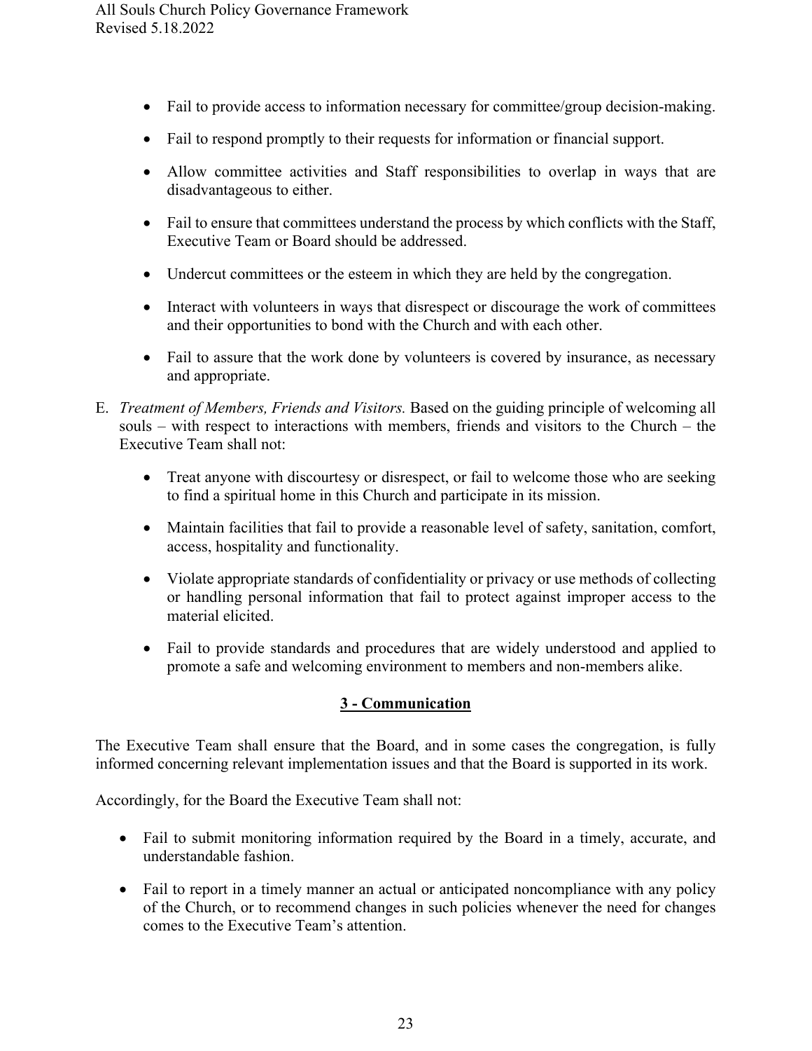- Fail to provide access to information necessary for committee/group decision-making.

- Fail to respond promptly to their requests for information or financial support.

- Allow committee activities and Staff responsibilities to overlap in ways that are disadvantageous to either.

- Fail to ensure that committees understand the process by which conflicts with the Staff, Executive Team or Board should be addressed.

- Undercut committees or the esteem in which they are held by the congregation.

- Interact with volunteers in ways that disrespect or discourage the work of committees and their opportunities to bond with the Church and with each other.

- Fail to assure that the work done by volunteers is covered by insurance, as necessary and appropriate.

E. *Treatment of Members, Friends and Visitors.* Based on the guiding principle of welcoming all souls – with respect to interactions with members, friends and visitors to the Church – the Executive Team shall not:

   - Treat anyone with discourtesy or disrespect, or fail to welcome those who are seeking to find a spiritual home in this Church and participate in its mission.

   - Maintain facilities that fail to provide a reasonable level of safety, sanitation, comfort, access, hospitality and functionality.

   - Violate appropriate standards of confidentiality or privacy or use methods of collecting or handling personal information that fail to protect against improper access to the material elicited.

   - Fail to provide standards and procedures that are widely understood and applied to promote a safe and welcoming environment to members and non-members alike.

## 3 - Communication

The Executive Team shall ensure that the Board, and in some cases the congregation, is fully informed concerning relevant implementation issues and that the Board is supported in its work.

Accordingly, for the Board the Executive Team shall not:

- Fail to submit monitoring information required by the Board in a timely, accurate, and understandable fashion.

- Fail to report in a timely manner an actual or anticipated noncompliance with any policy of the Church, or to recommend changes in such policies whenever the need for changes comes to the Executive Team's attention.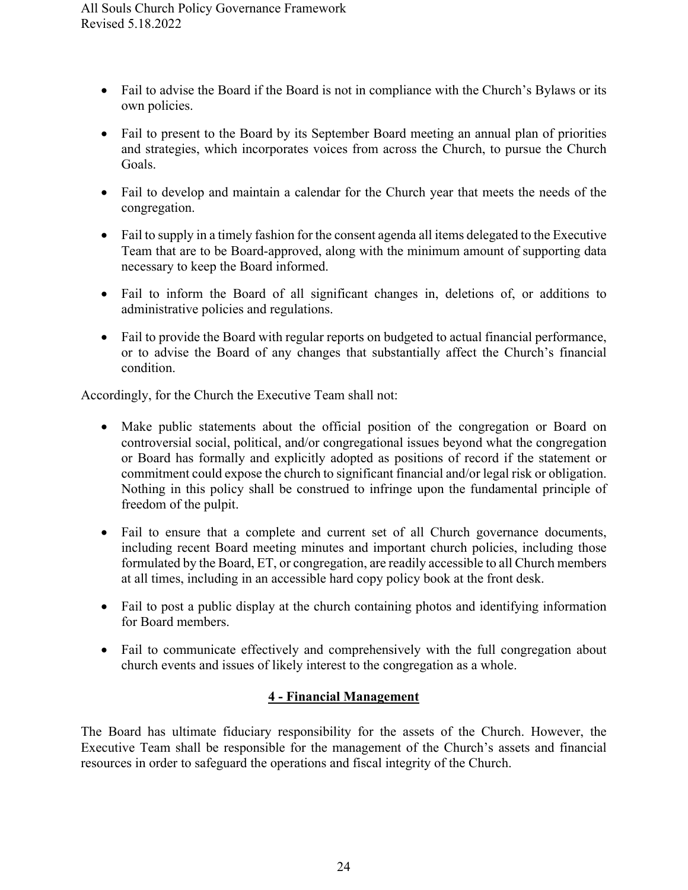- Fail to advise the Board if the Board is not in compliance with the Church's Bylaws or its own policies.

- Fail to present to the Board by its September Board meeting an annual plan of priorities and strategies, which incorporates voices from across the Church, to pursue the Church Goals.

- Fail to develop and maintain a calendar for the Church year that meets the needs of the congregation.

- Fail to supply in a timely fashion for the consent agenda all items delegated to the Executive Team that are to be Board-approved, along with the minimum amount of supporting data necessary to keep the Board informed.

- Fail to inform the Board of all significant changes in, deletions of, or additions to administrative policies and regulations.

- Fail to provide the Board with regular reports on budgeted to actual financial performance, or to advise the Board of any changes that substantially affect the Church's financial condition.

Accordingly, for the Church the Executive Team shall not:

- Make public statements about the official position of the congregation or Board on controversial social, political, and/or congregational issues beyond what the congregation or Board has formally and explicitly adopted as positions of record if the statement or commitment could expose the church to significant financial and/or legal risk or obligation. Nothing in this policy shall be construed to infringe upon the fundamental principle of freedom of the pulpit.

- Fail to ensure that a complete and current set of all Church governance documents, including recent Board meeting minutes and important church policies, including those formulated by the Board, ET, or congregation, are readily accessible to all Church members at all times, including in an accessible hard copy policy book at the front desk.

- Fail to post a public display at the church containing photos and identifying information for Board members.

- Fail to communicate effectively and comprehensively with the full congregation about church events and issues of likely interest to the congregation as a whole.

## **4 - Financial Management**

The Board has ultimate fiduciary responsibility for the assets of the Church. However, the Executive Team shall be responsible for the management of the Church's assets and financial resources in order to safeguard the operations and fiscal integrity of the Church.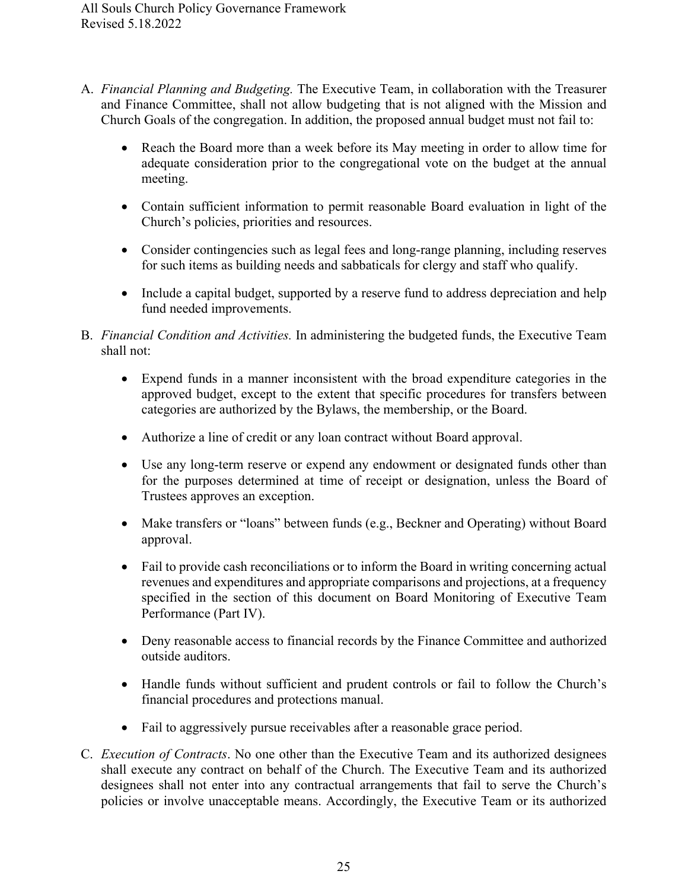A. *Financial Planning and Budgeting.* The Executive Team, in collaboration with the Treasurer and Finance Committee, shall not allow budgeting that is not aligned with the Mission and Church Goals of the congregation. In addition, the proposed annual budget must not fail to:

   - Reach the Board more than a week before its May meeting in order to allow time for adequate consideration prior to the congregational vote on the budget at the annual meeting.
   - Contain sufficient information to permit reasonable Board evaluation in light of the Church's policies, priorities and resources.
   - Consider contingencies such as legal fees and long-range planning, including reserves for such items as building needs and sabbaticals for clergy and staff who qualify.
   - Include a capital budget, supported by a reserve fund to address depreciation and help fund needed improvements.

B. *Financial Condition and Activities.* In administering the budgeted funds, the Executive Team shall not:

   - Expend funds in a manner inconsistent with the broad expenditure categories in the approved budget, except to the extent that specific procedures for transfers between categories are authorized by the Bylaws, the membership, or the Board.
   - Authorize a line of credit or any loan contract without Board approval.
   - Use any long-term reserve or expend any endowment or designated funds other than for the purposes determined at time of receipt or designation, unless the Board of Trustees approves an exception.
   - Make transfers or "loans" between funds (e.g., Beckner and Operating) without Board approval.
   - Fail to provide cash reconciliations or to inform the Board in writing concerning actual revenues and expenditures and appropriate comparisons and projections, at a frequency specified in the section of this document on Board Monitoring of Executive Team Performance (Part IV).
   - Deny reasonable access to financial records by the Finance Committee and authorized outside auditors.
   - Handle funds without sufficient and prudent controls or fail to follow the Church's financial procedures and protections manual.
   - Fail to aggressively pursue receivables after a reasonable grace period.

C. *Execution of Contracts*. No one other than the Executive Team and its authorized designees shall execute any contract on behalf of the Church. The Executive Team and its authorized designees shall not enter into any contractual arrangements that fail to serve the Church's policies or involve unacceptable means. Accordingly, the Executive Team or its authorized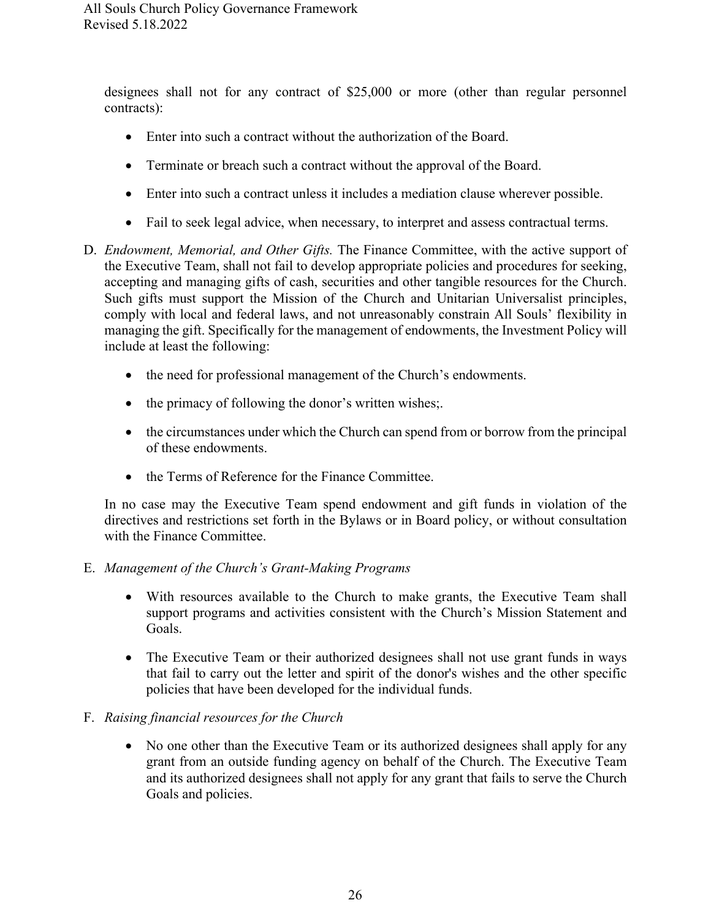designees shall not for any contract of $25,000 or more (other than regular personnel contracts):

- Enter into such a contract without the authorization of the Board.
- Terminate or breach such a contract without the approval of the Board.
- Enter into such a contract unless it includes a mediation clause wherever possible.
- Fail to seek legal advice, when necessary, to interpret and assess contractual terms.

D. *Endowment, Memorial, and Other Gifts.* The Finance Committee, with the active support of the Executive Team, shall not fail to develop appropriate policies and procedures for seeking, accepting and managing gifts of cash, securities and other tangible resources for the Church. Such gifts must support the Mission of the Church and Unitarian Universalist principles, comply with local and federal laws, and not unreasonably constrain All Souls' flexibility in managing the gift. Specifically for the management of endowments, the Investment Policy will include at least the following:

   - the need for professional management of the Church's endowments.
   - the primacy of following the donor's written wishes;.
   - the circumstances under which the Church can spend from or borrow from the principal of these endowments.
   - the Terms of Reference for the Finance Committee.

   In no case may the Executive Team spend endowment and gift funds in violation of the directives and restrictions set forth in the Bylaws or in Board policy, or without consultation with the Finance Committee.

E. *Management of the Church's Grant-Making Programs*

   - With resources available to the Church to make grants, the Executive Team shall support programs and activities consistent with the Church's Mission Statement and Goals.
   - The Executive Team or their authorized designees shall not use grant funds in ways that fail to carry out the letter and spirit of the donor's wishes and the other specific policies that have been developed for the individual funds.

F. *Raising financial resources for the Church*

   - No one other than the Executive Team or its authorized designees shall apply for any grant from an outside funding agency on behalf of the Church. The Executive Team and its authorized designees shall not apply for any grant that fails to serve the Church Goals and policies.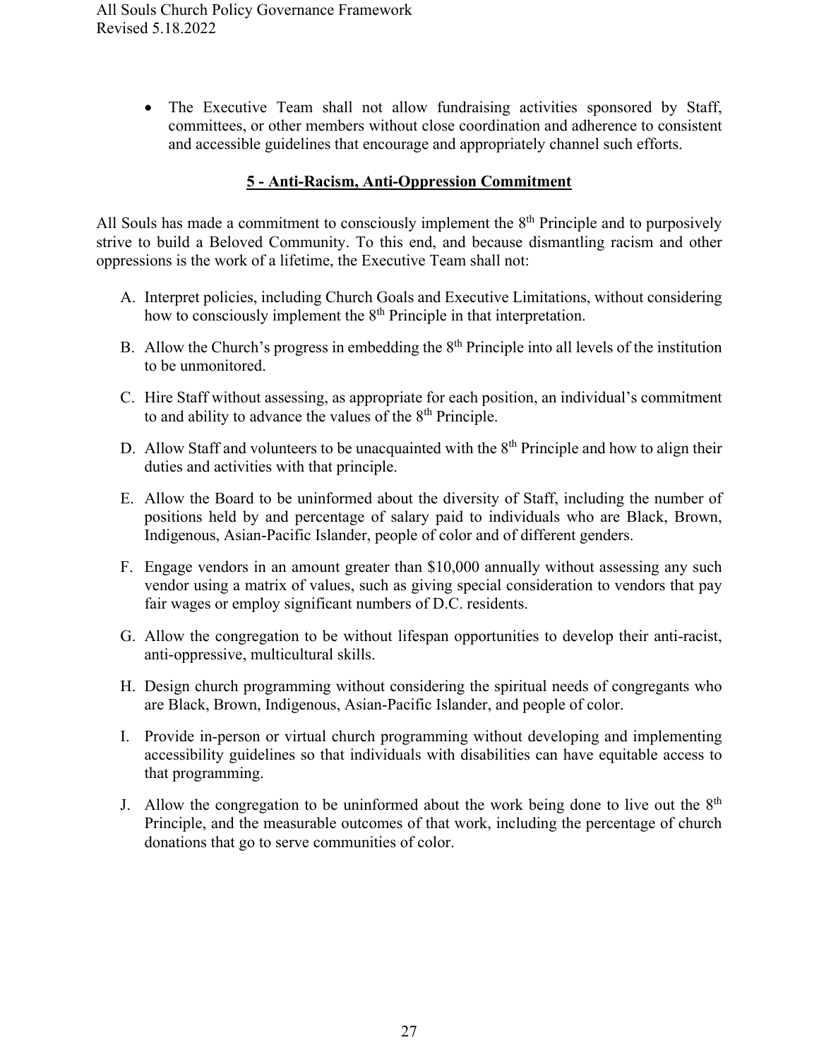- The Executive Team shall not allow fundraising activities sponsored by Staff, committees, or other members without close coordination and adherence to consistent and accessible guidelines that encourage and appropriately channel such efforts.

## 5 - Anti-Racism, Anti-Oppression Commitment

All Souls has made a commitment to consciously implement the 8th Principle and to purposively strive to build a Beloved Community. To this end, and because dismantling racism and other oppressions is the work of a lifetime, the Executive Team shall not:

A. Interpret policies, including Church Goals and Executive Limitations, without considering how to consciously implement the 8th Principle in that interpretation.

B. Allow the Church's progress in embedding the 8th Principle into all levels of the institution to be unmonitored.

C. Hire Staff without assessing, as appropriate for each position, an individual's commitment to and ability to advance the values of the 8th Principle.

D. Allow Staff and volunteers to be unacquainted with the 8th Principle and how to align their duties and activities with that principle.

E. Allow the Board to be uninformed about the diversity of Staff, including the number of positions held by and percentage of salary paid to individuals who are Black, Brown, Indigenous, Asian-Pacific Islander, people of color and of different genders.

F. Engage vendors in an amount greater than $10,000 annually without assessing any such vendor using a matrix of values, such as giving special consideration to vendors that pay fair wages or employ significant numbers of D.C. residents.

G. Allow the congregation to be without lifespan opportunities to develop their anti-racist, anti-oppressive, multicultural skills.

H. Design church programming without considering the spiritual needs of congregants who are Black, Brown, Indigenous, Asian-Pacific Islander, and people of color.

I. Provide in-person or virtual church programming without developing and implementing accessibility guidelines so that individuals with disabilities can have equitable access to that programming.

J. Allow the congregation to be uninformed about the work being done to live out the 8th Principle, and the measurable outcomes of that work, including the percentage of church donations that go to serve communities of color.